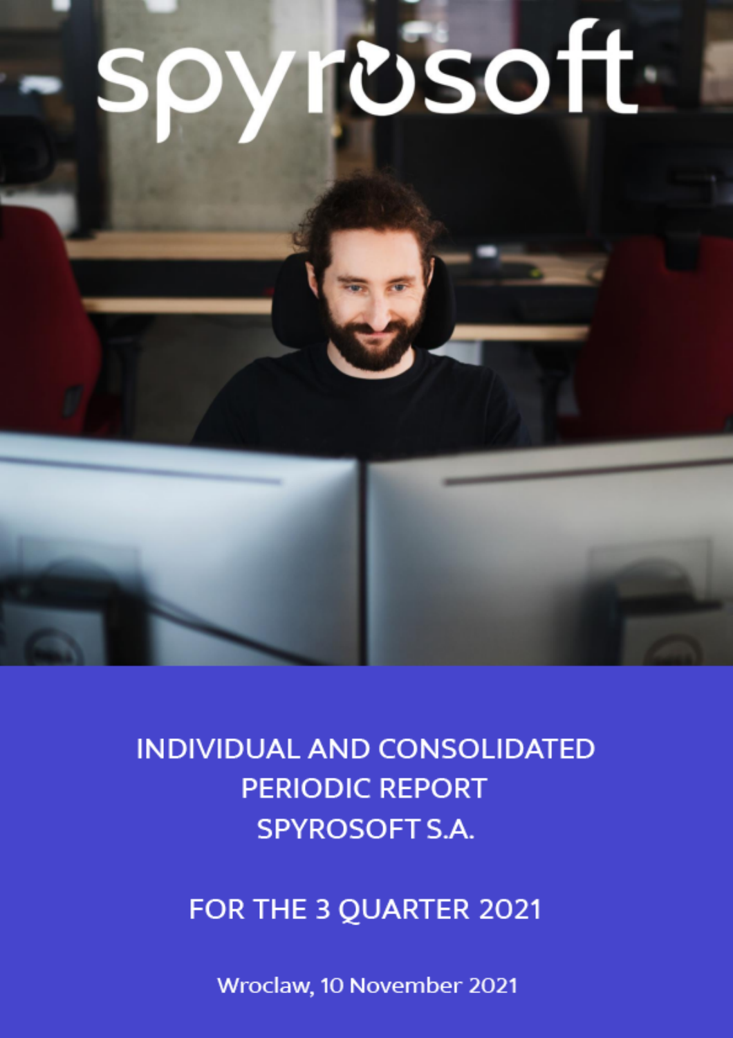spyrosoft

# INDIVIDUAL AND CONSOLIDATED PERIODIC REPORT SPYROSOFT S.A.

## FOR THE 3 QUARTER 2021

Wroclaw, 10 November 2021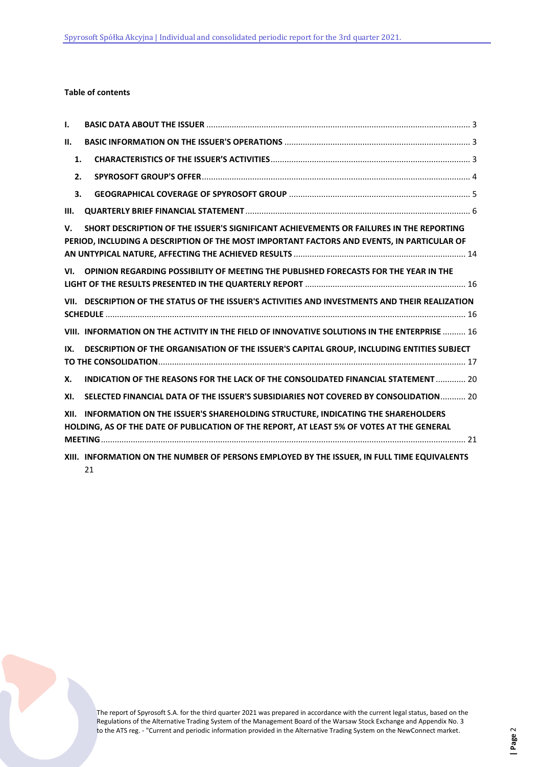**Table of contents**

I. BASIC DATA ABOUT THE ISSUER ..... 3

II. BASIC INFORMATION ON THE ISSUER'S OPERATIONS ..... 3

1. CHARACTERISTICS OF THE ISSUER'S ACTIVITIES ..... 3
2. SPYROSOFT GROUP'S OFFER ..... 4
3. GEOGRAPHICAL COVERAGE OF SPYROSOFT GROUP ..... 5

III. QUARTERLY BRIEF FINANCIAL STATEMENT ..... 6

V. SHORT DESCRIPTION OF THE ISSUER'S SIGNIFICANT ACHIEVEMENTS OR FAILURES IN THE REPORTING PERIOD, INCLUDING A DESCRIPTION OF THE MOST IMPORTANT FACTORS AND EVENTS, IN PARTICULAR OF AN UNTYPICAL NATURE, AFFECTING THE ACHIEVED RESULTS ..... 14

VI. OPINION REGARDING POSSIBILITY OF MEETING THE PUBLISHED FORECASTS FOR THE YEAR IN THE LIGHT OF THE RESULTS PRESENTED IN THE QUARTERLY REPORT ..... 16

VII. DESCRIPTION OF THE STATUS OF THE ISSUER'S ACTIVITIES AND INVESTMENTS AND THEIR REALIZATION SCHEDULE ..... 16

VIII. INFORMATION ON THE ACTIVITY IN THE FIELD OF INNOVATIVE SOLUTIONS IN THE ENTERPRISE ..... 16

IX. DESCRIPTION OF THE ORGANISATION OF THE ISSUER'S CAPITAL GROUP, INCLUDING ENTITIES SUBJECT TO THE CONSOLIDATION ..... 17

X. INDICATION OF THE REASONS FOR THE LACK OF THE CONSOLIDATED FINANCIAL STATEMENT ..... 20

XI. SELECTED FINANCIAL DATA OF THE ISSUER'S SUBSIDIARIES NOT COVERED BY CONSOLIDATION ..... 20

XII. INFORMATION ON THE ISSUER'S SHAREHOLDING STRUCTURE, INDICATING THE SHAREHOLDERS HOLDING, AS OF THE DATE OF PUBLICATION OF THE REPORT, AT LEAST 5% OF VOTES AT THE GENERAL MEETING ..... 21

XIII. INFORMATION ON THE NUMBER OF PERSONS EMPLOYED BY THE ISSUER, IN FULL TIME EQUIVALENTS 21

The report of Spyrosoft S.A. for the third quarter 2021 was prepared in accordance with the current legal status, based on the Regulations of the Alternative Trading System of the Management Board of the Warsaw Stock Exchange and Appendix No. 3 to the ATS reg. - "Current and periodic information provided in the Alternative Trading System on the NewConnect market.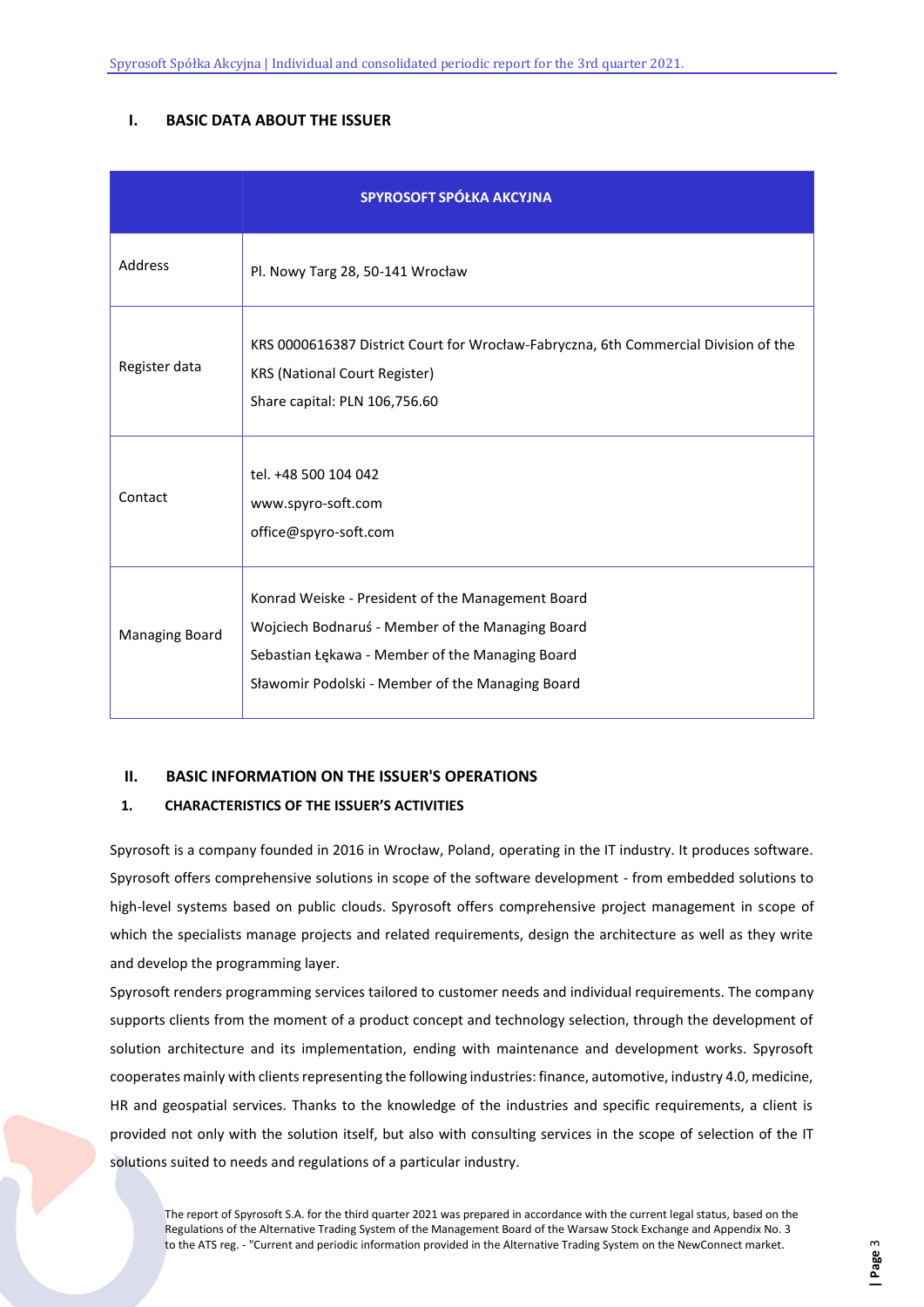## I. BASIC DATA ABOUT THE ISSUER

| | SPYROSOFT SPÓŁKA AKCYJNA |
|---|---|
| Address | Pl. Nowy Targ 28, 50-141 Wrocław |
| Register data | KRS 0000616387 District Court for Wrocław-Fabryczna, 6th Commercial Division of the KRS (National Court Register)<br>Share capital: PLN 106,756.60 |
| Contact | tel. +48 500 104 042<br>www.spyro-soft.com<br>office@spyro-soft.com |
| Managing Board | Konrad Weiske - President of the Management Board<br>Wojciech Bodnaruś - Member of the Managing Board<br>Sebastian Łękawa - Member of the Managing Board<br>Sławomir Podolski - Member of the Managing Board |

## II. BASIC INFORMATION ON THE ISSUER'S OPERATIONS

### 1. CHARACTERISTICS OF THE ISSUER'S ACTIVITIES

Spyrosoft is a company founded in 2016 in Wrocław, Poland, operating in the IT industry. It produces software. Spyrosoft offers comprehensive solutions in scope of the software development - from embedded solutions to high-level systems based on public clouds. Spyrosoft offers comprehensive project management in scope of which the specialists manage projects and related requirements, design the architecture as well as they write and develop the programming layer.

Spyrosoft renders programming services tailored to customer needs and individual requirements. The company supports clients from the moment of a product concept and technology selection, through the development of solution architecture and its implementation, ending with maintenance and development works. Spyrosoft cooperates mainly with clients representing the following industries: finance, automotive, industry 4.0, medicine, HR and geospatial services. Thanks to the knowledge of the industries and specific requirements, a client is provided not only with the solution itself, but also with consulting services in the scope of selection of the IT solutions suited to needs and regulations of a particular industry.

The report of Spyrosoft S.A. for the third quarter 2021 was prepared in accordance with the current legal status, based on the Regulations of the Alternative Trading System of the Management Board of the Warsaw Stock Exchange and Appendix No. 3 to the ATS reg. - "Current and periodic information provided in the Alternative Trading System on the NewConnect market.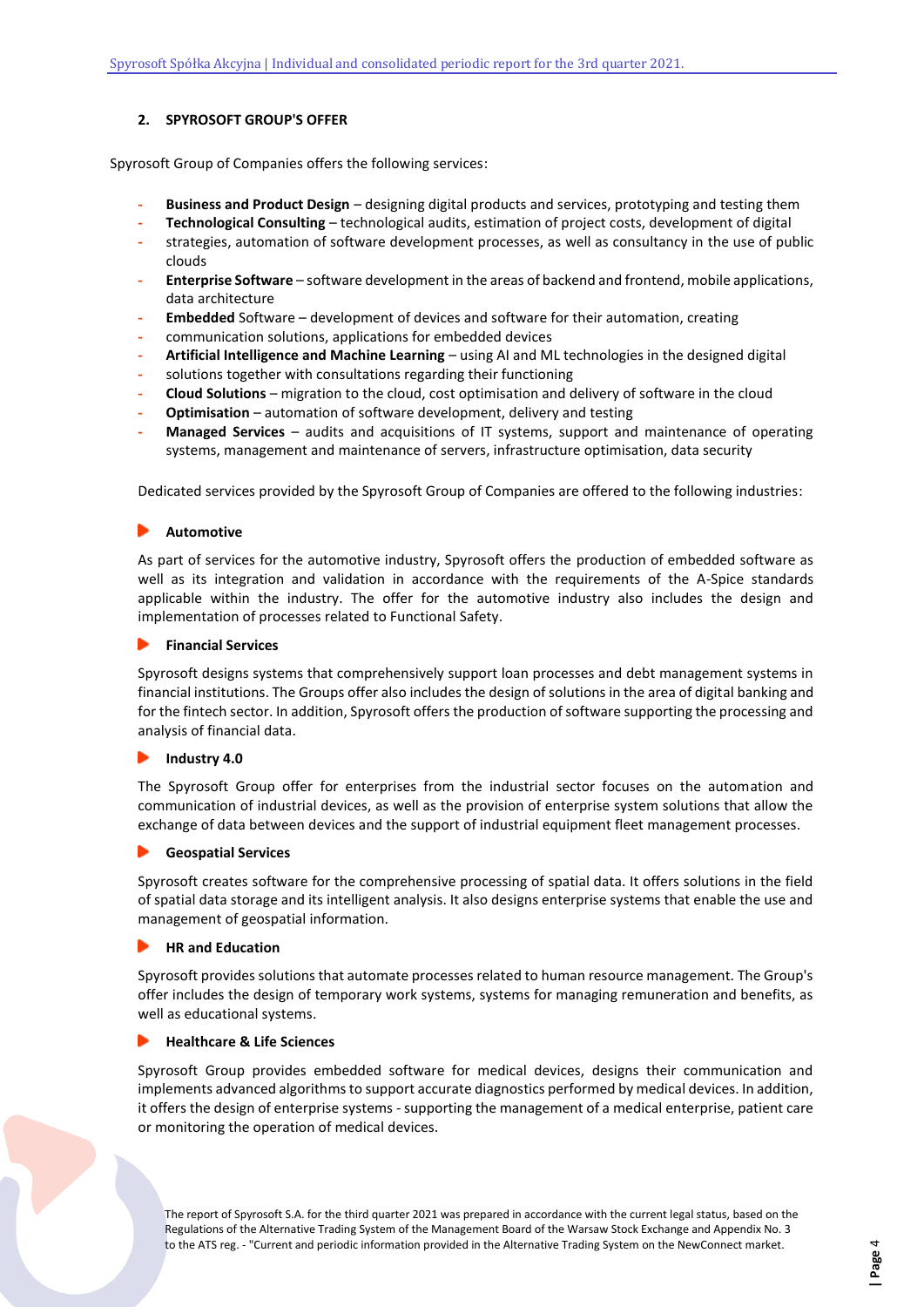## 2. SPYROSOFT GROUP'S OFFER

Spyrosoft Group of Companies offers the following services:

- **Business and Product Design** – designing digital products and services, prototyping and testing them
- **Technological Consulting** – technological audits, estimation of project costs, development of digital strategies, automation of software development processes, as well as consultancy in the use of public clouds
- **Enterprise Software** – software development in the areas of backend and frontend, mobile applications, data architecture
- **Embedded** Software – development of devices and software for their automation, creating communication solutions, applications for embedded devices
- **Artificial Intelligence and Machine Learning** – using AI and ML technologies in the designed digital solutions together with consultations regarding their functioning
- **Cloud Solutions** – migration to the cloud, cost optimisation and delivery of software in the cloud
- **Optimisation** – automation of software development, delivery and testing
- **Managed Services** – audits and acquisitions of IT systems, support and maintenance of operating systems, management and maintenance of servers, infrastructure optimisation, data security

Dedicated services provided by the Spyrosoft Group of Companies are offered to the following industries:

### Automotive

As part of services for the automotive industry, Spyrosoft offers the production of embedded software as well as its integration and validation in accordance with the requirements of the A-Spice standards applicable within the industry. The offer for the automotive industry also includes the design and implementation of processes related to Functional Safety.

### Financial Services

Spyrosoft designs systems that comprehensively support loan processes and debt management systems in financial institutions. The Groups offer also includes the design of solutions in the area of digital banking and for the fintech sector. In addition, Spyrosoft offers the production of software supporting the processing and analysis of financial data.

### Industry 4.0

The Spyrosoft Group offer for enterprises from the industrial sector focuses on the automation and communication of industrial devices, as well as the provision of enterprise system solutions that allow the exchange of data between devices and the support of industrial equipment fleet management processes.

### Geospatial Services

Spyrosoft creates software for the comprehensive processing of spatial data. It offers solutions in the field of spatial data storage and its intelligent analysis. It also designs enterprise systems that enable the use and management of geospatial information.

### HR and Education

Spyrosoft provides solutions that automate processes related to human resource management. The Group's offer includes the design of temporary work systems, systems for managing remuneration and benefits, as well as educational systems.

### Healthcare & Life Sciences

Spyrosoft Group provides embedded software for medical devices, designs their communication and implements advanced algorithms to support accurate diagnostics performed by medical devices. In addition, it offers the design of enterprise systems - supporting the management of a medical enterprise, patient care or monitoring the operation of medical devices.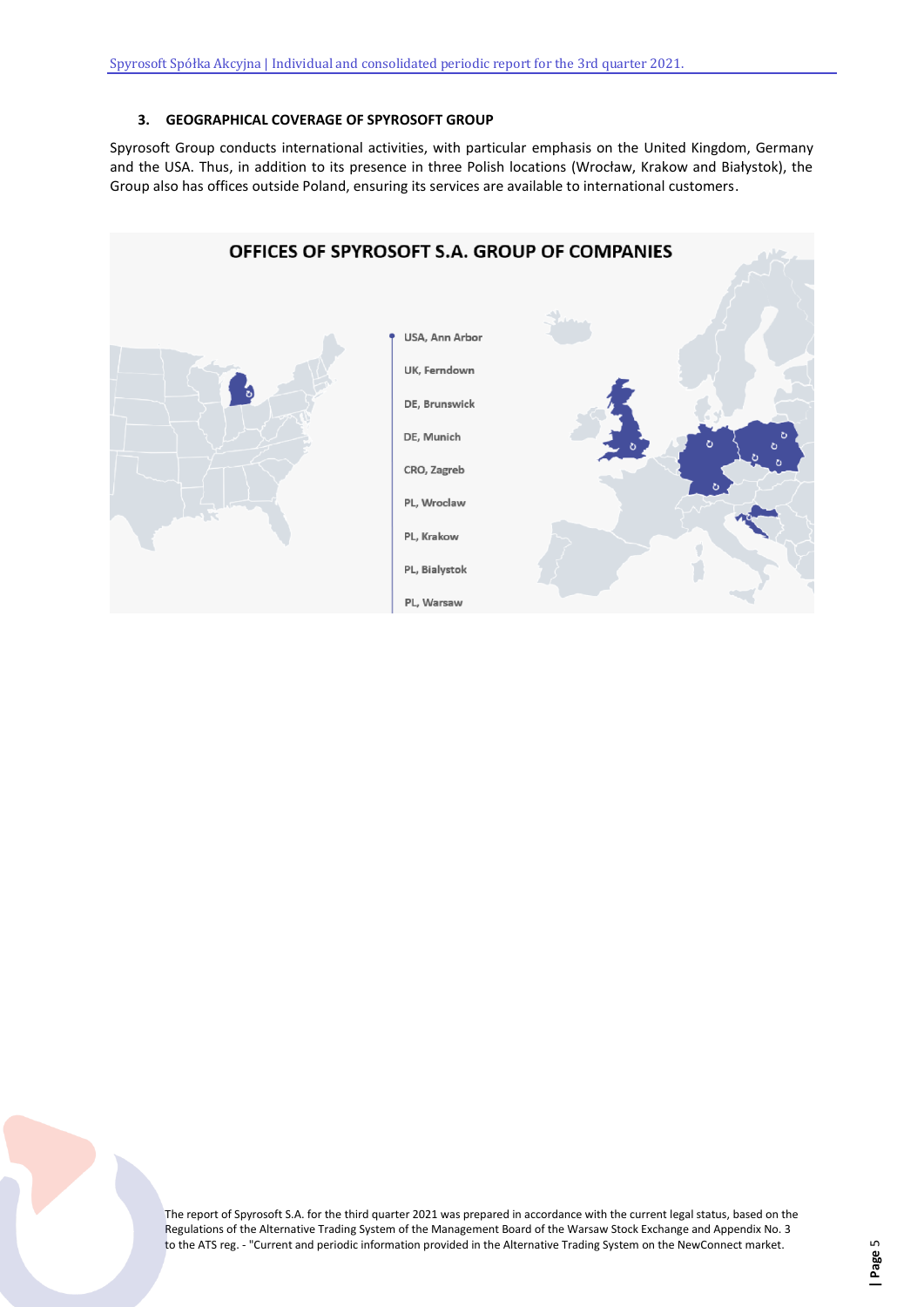### 3. GEOGRAPHICAL COVERAGE OF SPYROSOFT GROUP

Spyrosoft Group conducts international activities, with particular emphasis on the United Kingdom, Germany and the USA. Thus, in addition to its presence in three Polish locations (Wrocław, Krakow and Białystok), the Group also has offices outside Poland, ensuring its services are available to international customers.

**OFFICES OF SPYROSOFT S.A. GROUP OF COMPANIES**

- USA, Ann Arbor
- UK, Ferndown
- DE, Brunswick
- DE, Munich
- CRO, Zagreb
- PL, Wroclaw
- PL, Krakow
- PL, Bialystok
- PL, Warsaw

The report of Spyrosoft S.A. for the third quarter 2021 was prepared in accordance with the current legal status, based on the Regulations of the Alternative Trading System of the Management Board of the Warsaw Stock Exchange and Appendix No. 3 to the ATS reg. - "Current and periodic information provided in the Alternative Trading System on the NewConnect market.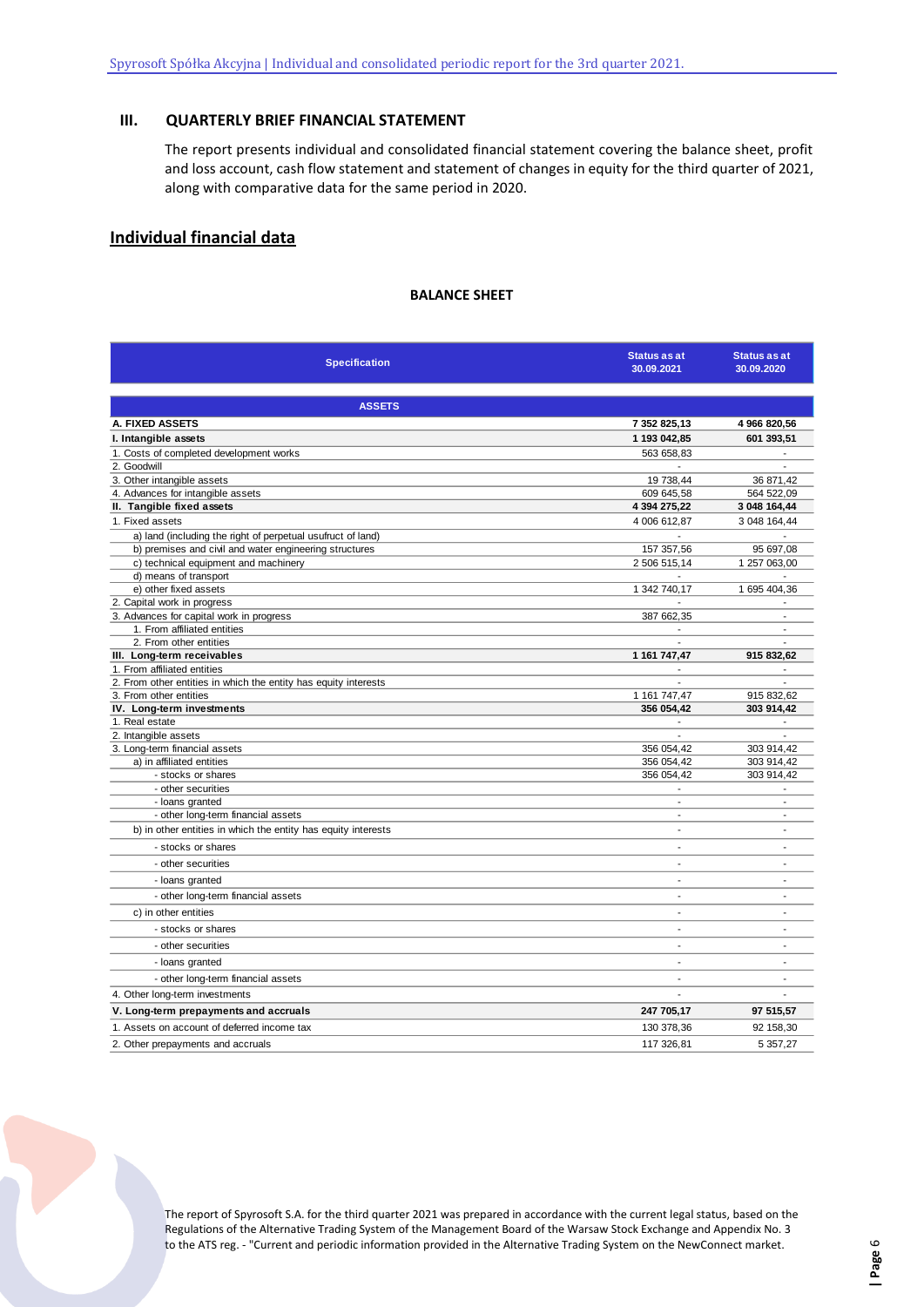## III. QUARTERLY BRIEF FINANCIAL STATEMENT

The report presents individual and consolidated financial statement covering the balance sheet, profit and loss account, cash flow statement and statement of changes in equity for the third quarter of 2021, along with comparative data for the same period in 2020.

## Individual financial data

### BALANCE SHEET

| Specification | Status as at 30.09.2021 | Status as at 30.09.2020 |
|---|---|---|
| **ASSETS** | | |
| **A. FIXED ASSETS** | **7 352 825,13** | **4 966 820,56** |
| **I. Intangible assets** | **1 193 042,85** | **601 393,51** |
| 1. Costs of completed development works | 563 658,83 | - |
| 2. Goodwill | - | - |
| 3. Other intangible assets | 19 738,44 | 36 871,42 |
| 4. Advances for intangible assets | 609 645,58 | 564 522,09 |
| **II. Tangible fixed assets** | **4 394 275,22** | **3 048 164,44** |
| 1. Fixed assets | 4 006 612,87 | 3 048 164,44 |
| a) land (including the right of perpetual usufruct of land) | - | - |
| b) premises and civil and water engineering structures | 157 357,56 | 95 697,08 |
| c) technical equipment and machinery | 2 506 515,14 | 1 257 063,00 |
| d) means of transport | - | - |
| e) other fixed assets | 1 342 740,17 | 1 695 404,36 |
| 2. Capital work in progress | - | - |
| 3. Advances for capital work in progress | 387 662,35 | - |
| 1. From affiliated entities | - | - |
| 2. From other entities | - | - |
| **III. Long-term receivables** | **1 161 747,47** | **915 832,62** |
| 1. From affiliated entities | - | - |
| 2. From other entities in which the entity has equity interests | - | - |
| 3. From other entities | 1 161 747,47 | 915 832,62 |
| **IV. Long-term investments** | **356 054,42** | **303 914,42** |
| 1. Real estate | - | - |
| 2. Intangible assets | - | - |
| 3. Long-term financial assets | 356 054,42 | 303 914,42 |
| a) in affiliated entities | 356 054,42 | 303 914,42 |
| - stocks or shares | 356 054,42 | 303 914,42 |
| - other securities | - | - |
| - loans granted | - | - |
| - other long-term financial assets | - | - |
| b) in other entities in which the entity has equity interests | - | - |
| - stocks or shares | - | - |
| - other securities | - | - |
| - loans granted | - | - |
| - other long-term financial assets | - | - |
| c) in other entities | - | - |
| - stocks or shares | - | - |
| - other securities | - | - |
| - loans granted | - | - |
| - other long-term financial assets | - | - |
| 4. Other long-term investments | - | - |
| **V. Long-term prepayments and accruals** | **247 705,17** | **97 515,57** |
| 1. Assets on account of deferred income tax | 130 378,36 | 92 158,30 |
| 2. Other prepayments and accruals | 117 326,81 | 5 357,27 |

The report of Spyrosoft S.A. for the third quarter 2021 was prepared in accordance with the current legal status, based on the Regulations of the Alternative Trading System of the Management Board of the Warsaw Stock Exchange and Appendix No. 3 to the ATS reg. - "Current and periodic information provided in the Alternative Trading System on the NewConnect market.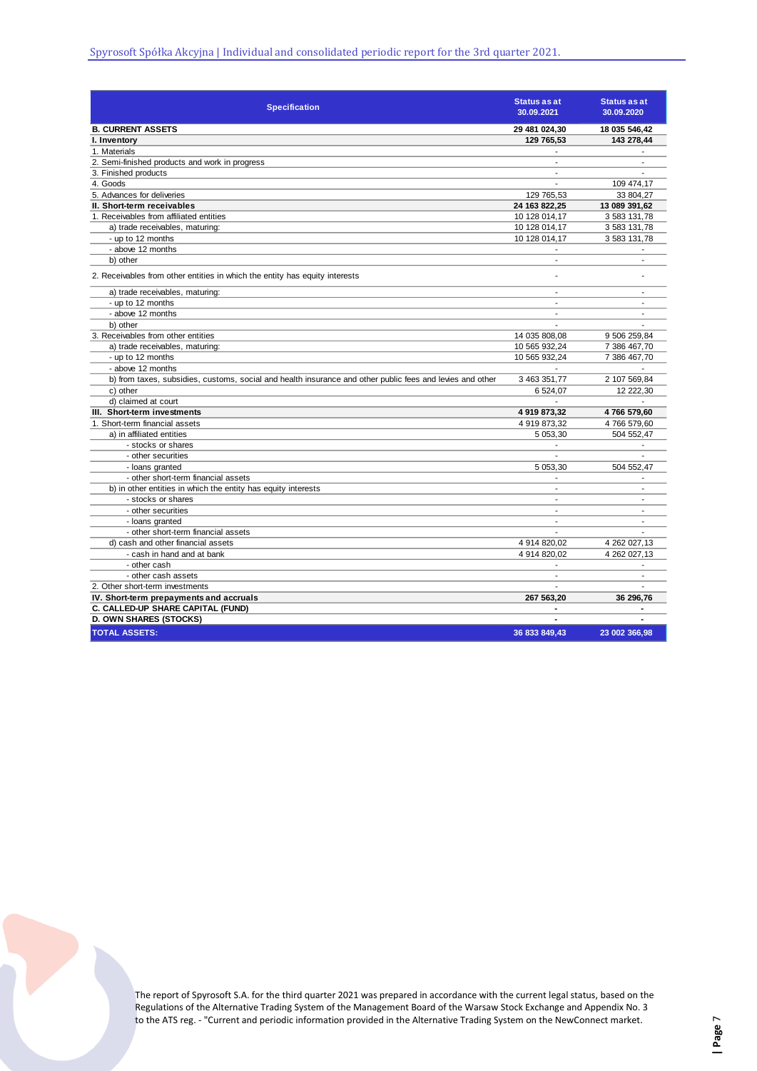| Specification | Status as at 30.09.2021 | Status as at 30.09.2020 |
|---|---|---|
| **B. CURRENT ASSETS** | **29 481 024,30** | **18 035 546,42** |
| **I. Inventory** | **129 765,53** | **143 278,44** |
| 1. Materials | - | - |
| 2. Semi-finished products and work in progress | - | - |
| 3. Finished products | - | - |
| 4. Goods | - | 109 474,17 |
| 5. Advances for deliveries | 129 765,53 | 33 804,27 |
| **II. Short-term receivables** | **24 163 822,25** | **13 089 391,62** |
| 1. Receivables from affiliated entities | 10 128 014,17 | 3 583 131,78 |
| a) trade receivables, maturing: | 10 128 014,17 | 3 583 131,78 |
| - up to 12 months | 10 128 014,17 | 3 583 131,78 |
| - above 12 months | - | - |
| b) other | - | - |
| 2. Receivables from other entities in which the entity has equity interests | - | - |
| a) trade receivables, maturing: | - | - |
| - up to 12 months | - | - |
| - above 12 months | - | - |
| b) other | - | - |
| 3. Receivables from other entities | 14 035 808,08 | 9 506 259,84 |
| a) trade receivables, maturing: | 10 565 932,24 | 7 386 467,70 |
| - up to 12 months | 10 565 932,24 | 7 386 467,70 |
| - above 12 months | - | - |
| b) from taxes, subsidies, customs, social and health insurance and other public fees and levies and other | 3 463 351,77 | 2 107 569,84 |
| c) other | 6 524,07 | 12 222,30 |
| d) claimed at court | - | - |
| **III. Short-term investments** | **4 919 873,32** | **4 766 579,60** |
| 1. Short-term financial assets | 4 919 873,32 | 4 766 579,60 |
| a) in affiliated entities | 5 053,30 | 504 552,47 |
| - stocks or shares | - | - |
| - other securities | - | - |
| - loans granted | 5 053,30 | 504 552,47 |
| - other short-term financial assets | - | - |
| b) in other entities in which the entity has equity interests | - | - |
| - stocks or shares | - | - |
| - other securities | - | - |
| - loans granted | - | - |
| - other short-term financial assets | - | - |
| d) cash and other financial assets | 4 914 820,02 | 4 262 027,13 |
| - cash in hand and at bank | 4 914 820,02 | 4 262 027,13 |
| - other cash | - | - |
| - other cash assets | - | - |
| 2. Other short-term investments | - | - |
| **IV. Short-term prepayments and accruals** | **267 563,20** | **36 296,76** |
| **C. CALLED-UP SHARE CAPITAL (FUND)** | **-** | **-** |
| **D. OWN SHARES (STOCKS)** | **-** | **-** |
| **TOTAL ASSETS:** | **36 833 849,43** | **23 002 366,98** |

The report of Spyrosoft S.A. for the third quarter 2021 was prepared in accordance with the current legal status, based on the Regulations of the Alternative Trading System of the Management Board of the Warsaw Stock Exchange and Appendix No. 3 to the ATS reg. - "Current and periodic information provided in the Alternative Trading System on the NewConnect market.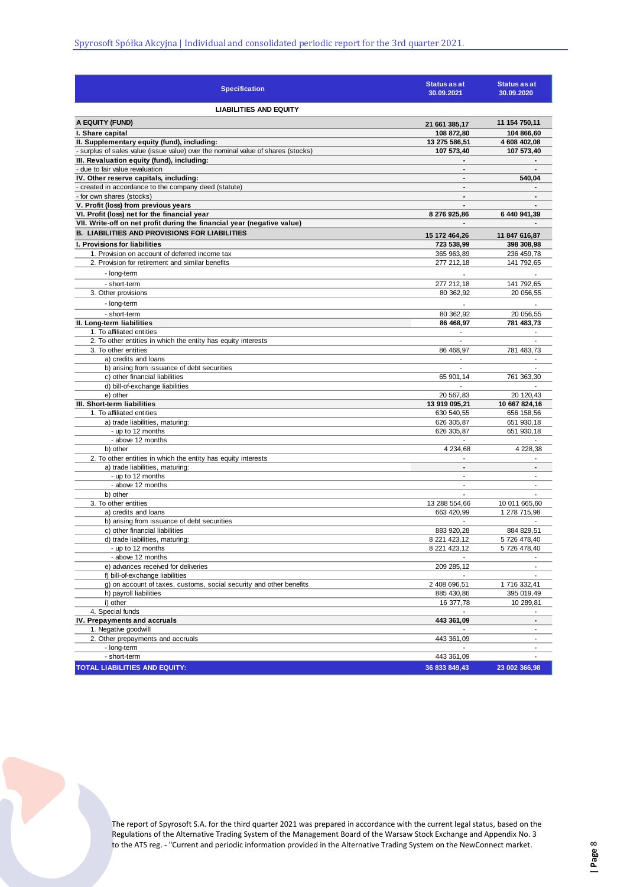| Specification | Status as at 30.09.2021 | Status as at 30.09.2020 |
|---|---|---|
| **LIABILITIES AND EQUITY** | | |
| **A EQUITY (FUND)** | **21 661 385,17** | **11 154 750,11** |
| **I. Share capital** | **108 872,80** | **104 866,60** |
| **II. Supplementary equity (fund), including:** | **13 275 586,51** | **4 608 402,08** |
| - surplus of sales value (issue value) over the nominal value of shares (stocks) | **107 573,40** | **107 573,40** |
| **III. Revaluation equity (fund), including:** | - | - |
| - due to fair value revaluation | - | - |
| **IV. Other reserve capitals, including:** | - | **540,04** |
| - created in accordance to the company deed (statute) | - | - |
| - for own shares (stocks) | - | - |
| **V. Profit (loss) from previous years** | - | - |
| **VI. Profit (loss) net for the financial year** | **8 276 925,86** | **6 440 941,39** |
| **VII. Write-off on net profit during the financial year (negative value)** | - | - |
| **B. LIABILITIES AND PROVISIONS FOR LIABILITIES** | **15 172 464,26** | **11 847 616,87** |
| **I. Provisions for liabilities** | **723 538,99** | **398 308,98** |
| 1. Provision on account of deferred income tax | 365 963,89 | 236 459,78 |
| 2. Provision for retirement and similar benefits | 277 212,18 | 141 792,65 |
| - long-term | - | - |
| - short-term | 277 212,18 | 141 792,65 |
| 3. Other provisions | 80 362,92 | 20 056,55 |
| - long-term | - | - |
| - short-term | 80 362,92 | 20 056,55 |
| **II. Long-term liabilities** | **86 468,97** | **781 483,73** |
| 1. To affiliated entities | - | - |
| 2. To other entities in which the entity has equity interests | - | - |
| 3. To other entities | 86 468,97 | 781 483,73 |
| a) credits and loans | - | - |
| b) arising from issuance of debt securities | - | - |
| c) other financial liabilities | 65 901,14 | 761 363,30 |
| d) bill-of-exchange liabilities | - | - |
| e) other | 20 567,83 | 20 120,43 |
| **III. Short-term liabilities** | **13 919 095,21** | **10 667 824,16** |
| 1. To affiliated entities | 630 540,55 | 656 158,56 |
| a) trade liabilities, maturing: | 626 305,87 | 651 930,18 |
| - up to 12 months | 626 305,87 | 651 930,18 |
| - above 12 months | - | - |
| b) other | 4 234,68 | 4 228,38 |
| 2. To other entities in which the entity has equity interests | - | - |
| a) trade liabilities, maturing: | - | - |
| - up to 12 months | - | - |
| - above 12 months | - | - |
| b) other | - | - |
| 3. To other entities | 13 288 554,66 | 10 011 665,60 |
| a) credits and loans | 663 420,99 | 1 278 715,98 |
| b) arising from issuance of debt securities | - | - |
| c) other financial liabilities | 883 920,28 | 884 829,51 |
| d) trade liabilities, maturing: | 8 221 423,12 | 5 726 478,40 |
| - up to 12 months | 8 221 423,12 | 5 726 478,40 |
| - above 12 months | - | - |
| e) advances received for deliveries | 209 285,12 | - |
| f) bill-of-exchange liabilities | - | - |
| g) on account of taxes, customs, social security and other benefits | 2 408 696,51 | 1 716 332,41 |
| h) payroll liabilities | 885 430,86 | 395 019,49 |
| i) other | 16 377,78 | 10 289,81 |
| 4. Special funds | - | - |
| **IV. Prepayments and accruals** | **443 361,09** | - |
| 1. Negative goodwill | - | - |
| 2. Other prepayments and accruals | 443 361,09 | - |
| - long-term | - | - |
| - short-term | 443 361,09 | - |
| **TOTAL LIABILITIES AND EQUITY:** | **36 833 849,43** | **23 002 366,98** |

The report of Spyrosoft S.A. for the third quarter 2021 was prepared in accordance with the current legal status, based on the Regulations of the Alternative Trading System of the Management Board of the Warsaw Stock Exchange and Appendix No. 3 to the ATS reg. - "Current and periodic information provided in the Alternative Trading System on the NewConnect market.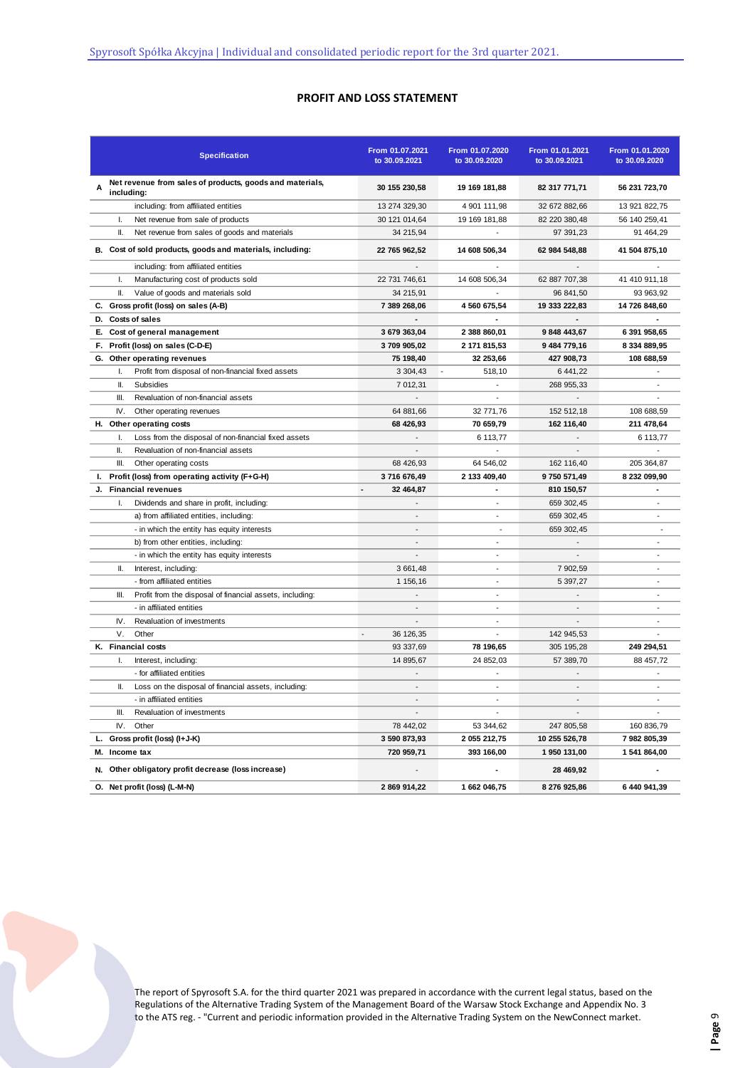## PROFIT AND LOSS STATEMENT

| Specification | From 01.07.2021 to 30.09.2021 | From 01.07.2020 to 30.09.2020 | From 01.01.2021 to 30.09.2021 | From 01.01.2020 to 30.09.2020 |
|---|---|---|---|---|
| **A Net revenue from sales of products, goods and materials, including:** | **30 155 230,58** | **19 169 181,88** | **82 317 771,71** | **56 231 723,70** |
| including: from affiliated entities | 13 274 329,30 | 4 901 111,98 | 32 672 882,66 | 13 921 822,75 |
| I. Net revenue from sale of products | 30 121 014,64 | 19 169 181,88 | 82 220 380,48 | 56 140 259,41 |
| II. Net revenue from sales of goods and materials | 34 215,94 | - | 97 391,23 | 91 464,29 |
| **B. Cost of sold products, goods and materials, including:** | **22 765 962,52** | **14 608 506,34** | **62 984 548,88** | **41 504 875,10** |
| including: from affiliated entities | - | - | - | - |
| I. Manufacturing cost of products sold | 22 731 746,61 | 14 608 506,34 | 62 887 707,38 | 41 410 911,18 |
| II. Value of goods and materials sold | 34 215,91 | - | 96 841,50 | 93 963,92 |
| **C. Gross profit (loss) on sales (A-B)** | **7 389 268,06** | **4 560 675,54** | **19 333 222,83** | **14 726 848,60** |
| **D. Costs of sales** | **-** | **-** | **-** | **-** |
| **E. Cost of general management** | **3 679 363,04** | **2 388 860,01** | **9 848 443,67** | **6 391 958,65** |
| **F. Profit (loss) on sales (C-D-E)** | **3 709 905,02** | **2 171 815,53** | **9 484 779,16** | **8 334 889,95** |
| **G. Other operating revenues** | **75 198,40** | **32 253,66** | **427 908,73** | **108 688,59** |
| I. Profit from disposal of non-financial fixed assets | 3 304,43 | - 518,10 | 6 441,22 | - |
| II. Subsidies | 7 012,31 | - | 268 955,33 | - |
| III. Revaluation of non-financial assets | - | - | - | - |
| IV. Other operating revenues | 64 881,66 | 32 771,76 | 152 512,18 | 108 688,59 |
| **H. Other operating costs** | **68 426,93** | **70 659,79** | **162 116,40** | **211 478,64** |
| I. Loss from the disposal of non-financial fixed assets | - | 6 113,77 | - | 6 113,77 |
| II. Revaluation of non-financial assets | - | - | - | - |
| III. Other operating costs | 68 426,93 | 64 546,02 | 162 116,40 | 205 364,87 |
| **I. Profit (loss) from operating activity (F+G-H)** | **3 716 676,49** | **2 133 409,40** | **9 750 571,49** | **8 232 099,90** |
| **J. Financial revenues** | **- 32 464,87** | **-** | **810 150,57** | **-** |
| I. Dividends and share in profit, including: | - | - | 659 302,45 | - |
| a) from affiliated entities, including: | - | - | 659 302,45 | - |
| - in which the entity has equity interests | - | - | 659 302,45 | - |
| b) from other entities, including: | - | - | - | - |
| - in which the entity has equity interests | - | - | - | - |
| II. Interest, including: | 3 661,48 | - | 7 902,59 | - |
| - from affiliated entities | 1 156,16 | - | 5 397,27 | - |
| III. Profit from the disposal of financial assets, including: | - | - | - | - |
| - in affiliated entities | - | - | - | - |
| IV. Revaluation of investments | - | - | - | - |
| V. Other | - 36 126,35 | - | 142 945,53 | - |
| **K. Financial costs** | 93 337,69 | **78 196,65** | 305 195,28 | **249 294,51** |
| I. Interest, including: | 14 895,67 | 24 852,03 | 57 389,70 | 88 457,72 |
| - for affiliated entities | - | - | - | - |
| II. Loss on the disposal of financial assets, including: | - | - | - | - |
| - in affiliated entities | - | - | - | - |
| III. Revaluation of investments | - | - | - | - |
| IV. Other | 78 442,02 | 53 344,62 | 247 805,58 | 160 836,79 |
| **L. Gross profit (loss) (I+J-K)** | **3 590 873,93** | **2 055 212,75** | **10 255 526,78** | **7 982 805,39** |
| **M. Income tax** | **720 959,71** | **393 166,00** | **1 950 131,00** | **1 541 864,00** |
| **N. Other obligatory profit decrease (loss increase)** | - | **-** | **28 469,92** | **-** |
| **O. Net profit (loss) (L-M-N)** | **2 869 914,22** | **1 662 046,75** | **8 276 925,86** | **6 440 941,39** |

The report of Spyrosoft S.A. for the third quarter 2021 was prepared in accordance with the current legal status, based on the Regulations of the Alternative Trading System of the Management Board of the Warsaw Stock Exchange and Appendix No. 3 to the ATS reg. - "Current and periodic information provided in the Alternative Trading System on the NewConnect market.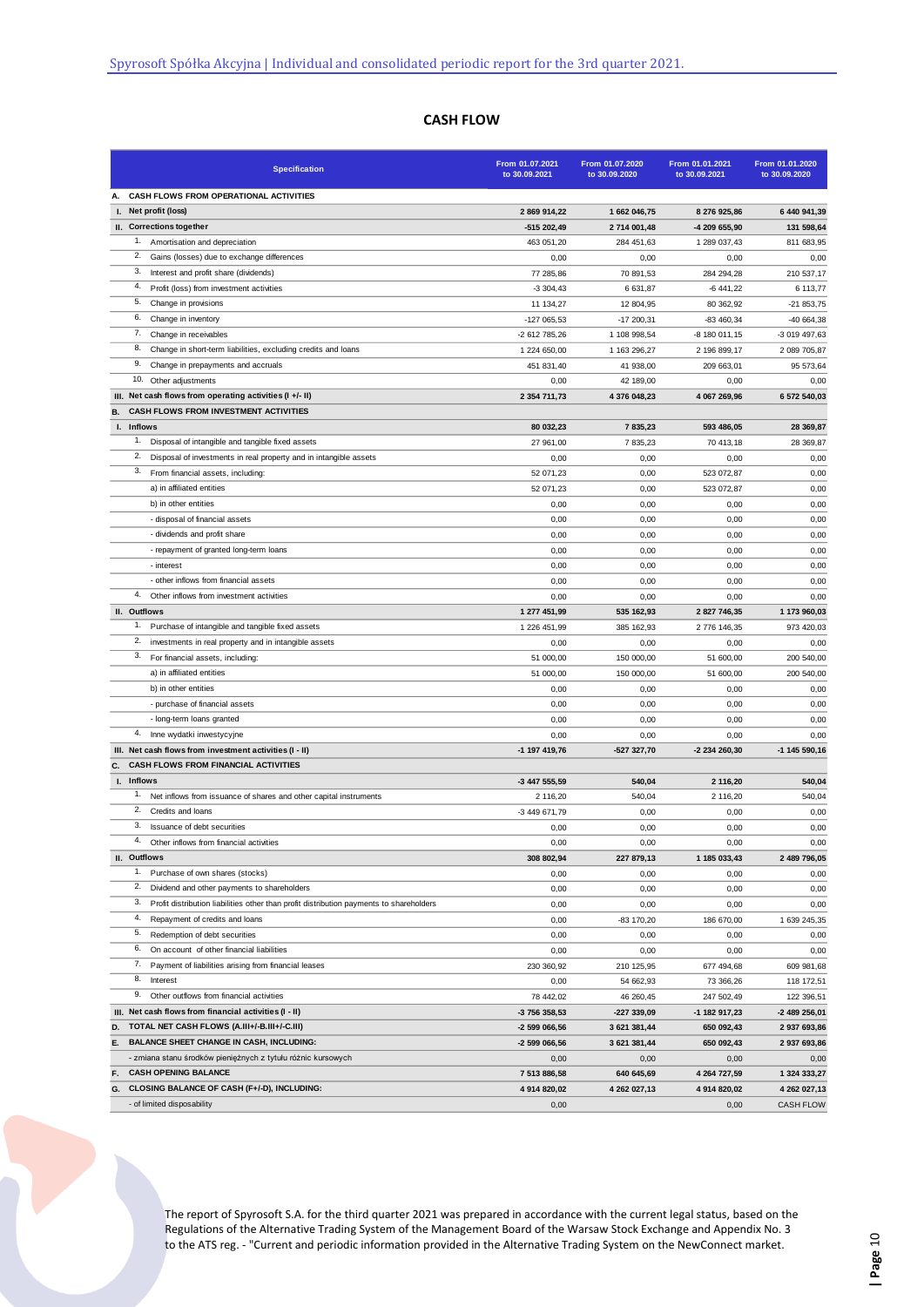## CASH FLOW

| Specification | From 01.07.2021 to 30.09.2021 | From 01.07.2020 to 30.09.2020 | From 01.01.2021 to 30.09.2021 | From 01.01.2020 to 30.09.2020 |
|---|---|---|---|---|
| **A. CASH FLOWS FROM OPERATIONAL ACTIVITIES** | | | | |
| **I. Net profit (loss)** | **2 869 914,22** | **1 662 046,75** | **8 276 925,86** | **6 440 941,39** |
| **II. Corrections together** | **-515 202,49** | **2 714 001,48** | **-4 209 655,90** | **131 598,64** |
| 1. Amortisation and depreciation | 463 051,20 | 284 451,63 | 1 289 037,43 | 811 683,95 |
| 2. Gains (losses) due to exchange differences | 0,00 | 0,00 | 0,00 | 0,00 |
| 3. Interest and profit share (dividends) | 77 285,86 | 70 891,53 | 284 294,28 | 210 537,17 |
| 4. Profit (loss) from investment activities | -3 304,43 | 6 631,87 | -6 441,22 | 6 113,77 |
| 5. Change in provisions | 11 134,27 | 12 804,95 | 80 362,92 | -21 853,75 |
| 6. Change in inventory | -127 065,53 | -17 200,31 | -83 460,34 | -40 664,38 |
| 7. Change in receivables | -2 612 785,26 | 1 108 998,54 | -8 180 011,15 | -3 019 497,63 |
| 8. Change in short-term liabilities, excluding credits and loans | 1 224 650,00 | 1 163 296,27 | 2 196 899,17 | 2 089 705,87 |
| 9. Change in prepayments and accruals | 451 831,40 | 41 938,00 | 209 663,01 | 95 573,64 |
| 10. Other adjustments | 0,00 | 42 189,00 | 0,00 | 0,00 |
| **III. Net cash flows from operating activities (I +/- II)** | **2 354 711,73** | **4 376 048,23** | **4 067 269,96** | **6 572 540,03** |
| **B. CASH FLOWS FROM INVESTMENT ACTIVITIES** | | | | |
| **I. Inflows** | **80 032,23** | **7 835,23** | **593 486,05** | **28 369,87** |
| 1. Disposal of intangible and tangible fixed assets | 27 961,00 | 7 835,23 | 70 413,18 | 28 369,87 |
| 2. Disposal of investments in real property and in intangible assets | 0,00 | 0,00 | 0,00 | 0,00 |
| 3. From financial assets, including: | 52 071,23 | 0,00 | 523 072,87 | 0,00 |
| a) in affiliated entities | 52 071,23 | 0,00 | 523 072,87 | 0,00 |
| b) in other entities | 0,00 | 0,00 | 0,00 | 0,00 |
| - disposal of financial assets | 0,00 | 0,00 | 0,00 | 0,00 |
| - dividends and profit share | 0,00 | 0,00 | 0,00 | 0,00 |
| - repayment of granted long-term loans | 0,00 | 0,00 | 0,00 | 0,00 |
| - interest | 0,00 | 0,00 | 0,00 | 0,00 |
| - other inflows from financial assets | 0,00 | 0,00 | 0,00 | 0,00 |
| 4. Other inflows from investment activities | 0,00 | 0,00 | 0,00 | 0,00 |
| **II. Outflows** | **1 277 451,99** | **535 162,93** | **2 827 746,35** | **1 173 960,03** |
| 1. Purchase of intangible and tangible fixed assets | 1 226 451,99 | 385 162,93 | 2 776 146,35 | 973 420,03 |
| 2. investments in real property and in intangible assets | 0,00 | 0,00 | 0,00 | 0,00 |
| 3. For financial assets, including: | 51 000,00 | 150 000,00 | 51 600,00 | 200 540,00 |
| a) in affiliated entities | 51 000,00 | 150 000,00 | 51 600,00 | 200 540,00 |
| b) in other entities | 0,00 | 0,00 | 0,00 | 0,00 |
| - purchase of financial assets | 0,00 | 0,00 | 0,00 | 0,00 |
| - long-term loans granted | 0,00 | 0,00 | 0,00 | 0,00 |
| 4. Inne wydatki inwestycyjne | 0,00 | 0,00 | 0,00 | 0,00 |
| **III. Net cash flows from investment activities (I - II)** | **-1 197 419,76** | **-527 327,70** | **-2 234 260,30** | **-1 145 590,16** |
| **C. CASH FLOWS FROM FINANCIAL ACTIVITIES** | | | | |
| **I. Inflows** | **-3 447 555,59** | **540,04** | **2 116,20** | **540,04** |
| 1. Net inflows from issuance of shares and other capital instruments | 2 116,20 | 540,04 | 2 116,20 | 540,04 |
| 2. Credits and loans | -3 449 671,79 | 0,00 | 0,00 | 0,00 |
| 3. Issuance of debt securities | 0,00 | 0,00 | 0,00 | 0,00 |
| 4. Other inflows from financial activities | 0,00 | 0,00 | 0,00 | 0,00 |
| **II. Outflows** | **308 802,94** | **227 879,13** | **1 185 033,43** | **2 489 796,05** |
| 1. Purchase of own shares (stocks) | 0,00 | 0,00 | 0,00 | 0,00 |
| 2. Dividend and other payments to shareholders | 0,00 | 0,00 | 0,00 | 0,00 |
| 3. Profit distribution liabilities other than profit distribution payments to shareholders | 0,00 | 0,00 | 0,00 | 0,00 |
| 4. Repayment of credits and loans | 0,00 | -83 170,20 | 186 670,00 | 1 639 245,35 |
| 5. Redemption of debt securities | 0,00 | 0,00 | 0,00 | 0,00 |
| 6. On account of other financial liabilities | 0,00 | 0,00 | 0,00 | 0,00 |
| 7. Payment of liabilities arising from financial leases | 230 360,92 | 210 125,95 | 677 494,68 | 609 981,68 |
| 8. Interest | 0,00 | 54 662,93 | 73 366,26 | 118 172,51 |
| 9. Other outflows from financial activities | 78 442,02 | 46 260,45 | 247 502,49 | 122 396,51 |
| **III. Net cash flows from financial activities (I - II)** | **-3 756 358,53** | **-227 339,09** | **-1 182 917,23** | **-2 489 256,01** |
| **D. TOTAL NET CASH FLOWS (A.III+/-B.III+/-C.III)** | **-2 599 066,56** | **3 621 381,44** | **650 092,43** | **2 937 693,86** |
| **E. BALANCE SHEET CHANGE IN CASH, INCLUDING:** | **-2 599 066,56** | **3 621 381,44** | **650 092,43** | **2 937 693,86** |
| - zmiana stanu środków pieniężnych z tytułu różnic kursowych | 0,00 | 0,00 | 0,00 | 0,00 |
| **F. CASH OPENING BALANCE** | **7 513 886,58** | **640 645,69** | **4 264 727,59** | **1 324 333,27** |
| **G. CLOSING BALANCE OF CASH (F+/-D), INCLUDING:** | **4 914 820,02** | **4 262 027,13** | **4 914 820,02** | **4 262 027,13** |
| - of limited disposability | 0,00 | | 0,00 | CASH FLOW |

The report of Spyrosoft S.A. for the third quarter 2021 was prepared in accordance with the current legal status, based on the Regulations of the Alternative Trading System of the Management Board of the Warsaw Stock Exchange and Appendix No. 3 to the ATS reg. - "Current and periodic information provided in the Alternative Trading System on the NewConnect market.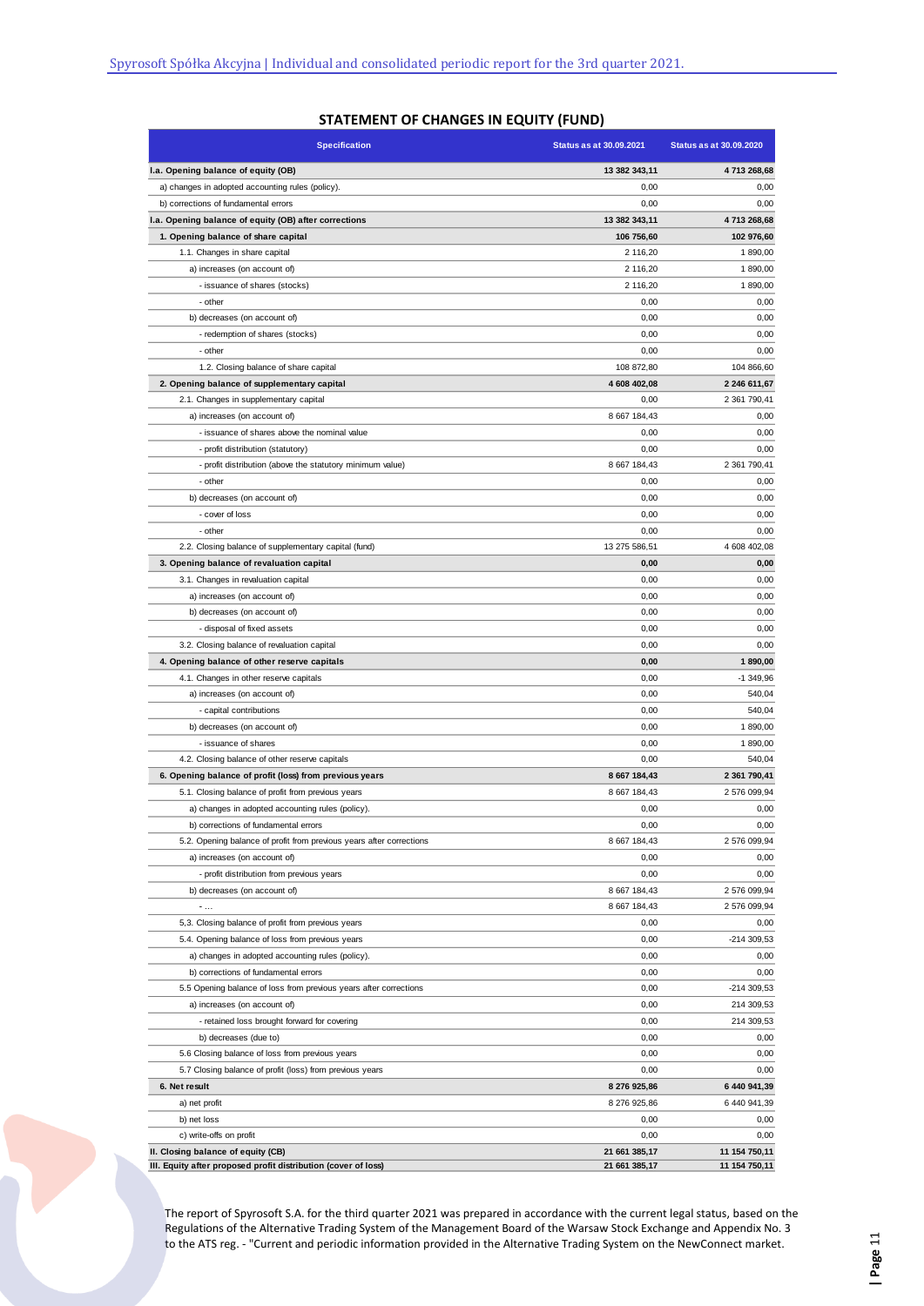## STATEMENT OF CHANGES IN EQUITY (FUND)

| Specification | Status as at 30.09.2021 | Status as at 30.09.2020 |
|---|---|---|
| **I.a. Opening balance of equity (OB)** | **13 382 343,11** | **4 713 268,68** |
| a) changes in adopted accounting rules (policy). | 0,00 | 0,00 |
| b) corrections of fundamental errors | 0,00 | 0,00 |
| **I.a. Opening balance of equity (OB) after corrections** | **13 382 343,11** | **4 713 268,68** |
| **1. Opening balance of share capital** | **106 756,60** | **102 976,60** |
| 1.1. Changes in share capital | 2 116,20 | 1 890,00 |
| a) increases (on account of) | 2 116,20 | 1 890,00 |
| - issuance of shares (stocks) | 2 116,20 | 1 890,00 |
| - other | 0,00 | 0,00 |
| b) decreases (on account of) | 0,00 | 0,00 |
| - redemption of shares (stocks) | 0,00 | 0,00 |
| - other | 0,00 | 0,00 |
| 1.2. Closing balance of share capital | 108 872,80 | 104 866,60 |
| **2. Opening balance of supplementary capital** | **4 608 402,08** | **2 246 611,67** |
| 2.1. Changes in supplementary capital | 0,00 | 2 361 790,41 |
| a) increases (on account of) | 8 667 184,43 | 0,00 |
| - issuance of shares above the nominal value | 0,00 | 0,00 |
| - profit distribution (statutory) | 0,00 | 0,00 |
| - profit distribution (above the statutory minimum value) | 8 667 184,43 | 2 361 790,41 |
| - other | 0,00 | 0,00 |
| b) decreases (on account of) | 0,00 | 0,00 |
| - cover of loss | 0,00 | 0,00 |
| - other | 0,00 | 0,00 |
| 2.2. Closing balance of supplementary capital (fund) | 13 275 586,51 | 4 608 402,08 |
| **3. Opening balance of revaluation capital** | **0,00** | **0,00** |
| 3.1. Changes in revaluation capital | 0,00 | 0,00 |
| a) increases (on account of) | 0,00 | 0,00 |
| b) decreases (on account of) | 0,00 | 0,00 |
| - disposal of fixed assets | 0,00 | 0,00 |
| 3.2. Closing balance of revaluation capital | 0,00 | 0,00 |
| **4. Opening balance of other reserve capitals** | **0,00** | **1 890,00** |
| 4.1. Changes in other reserve capitals | 0,00 | -1 349,96 |
| a) increases (on account of) | 0,00 | 540,04 |
| - capital contributions | 0,00 | 540,04 |
| b) decreases (on account of) | 0,00 | 1 890,00 |
| - issuance of shares | 0,00 | 1 890,00 |
| 4.2. Closing balance of other reserve capitals | 0,00 | 540,04 |
| **6. Opening balance of profit (loss) from previous years** | **8 667 184,43** | **2 361 790,41** |
| 5.1. Closing balance of profit from previous years | 8 667 184,43 | 2 576 099,94 |
| a) changes in adopted accounting rules (policy). | 0,00 | 0,00 |
| b) corrections of fundamental errors | 0,00 | 0,00 |
| 5.2. Opening balance of profit from previous years after corrections | 8 667 184,43 | 2 576 099,94 |
| a) increases (on account of) | 0,00 | 0,00 |
| - profit distribution from previous years | 0,00 | 0,00 |
| b) decreases (on account of) | 8 667 184,43 | 2 576 099,94 |
| - ... | 8 667 184,43 | 2 576 099,94 |
| 5,3. Closing balance of profit from previous years | 0,00 | 0,00 |
| 5.4. Opening balance of loss from previous years | 0,00 | -214 309,53 |
| a) changes in adopted accounting rules (policy). | 0,00 | 0,00 |
| b) corrections of fundamental errors | 0,00 | 0,00 |
| 5.5 Opening balance of loss from previous years after corrections | 0,00 | -214 309,53 |
| a) increases (on account of) | 0,00 | 214 309,53 |
| - retained loss brought forward for covering | 0,00 | 214 309,53 |
| b) decreases (due to) | 0,00 | 0,00 |
| 5.6 Closing balance of loss from previous years | 0,00 | 0,00 |
| 5.7 Closing balance of profit (loss) from previous years | 0,00 | 0,00 |
| **6. Net result** | **8 276 925,86** | **6 440 941,39** |
| a) net profit | 8 276 925,86 | 6 440 941,39 |
| b) net loss | 0,00 | 0,00 |
| c) write-offs on profit | 0,00 | 0,00 |
| **II. Closing balance of equity (CB)** | **21 661 385,17** | **11 154 750,11** |
| **III. Equity after proposed profit distribution (cover of loss)** | **21 661 385,17** | **11 154 750,11** |

The report of Spyrosoft S.A. for the third quarter 2021 was prepared in accordance with the current legal status, based on the Regulations of the Alternative Trading System of the Management Board of the Warsaw Stock Exchange and Appendix No. 3 to the ATS reg. - "Current and periodic information provided in the Alternative Trading System on the NewConnect market.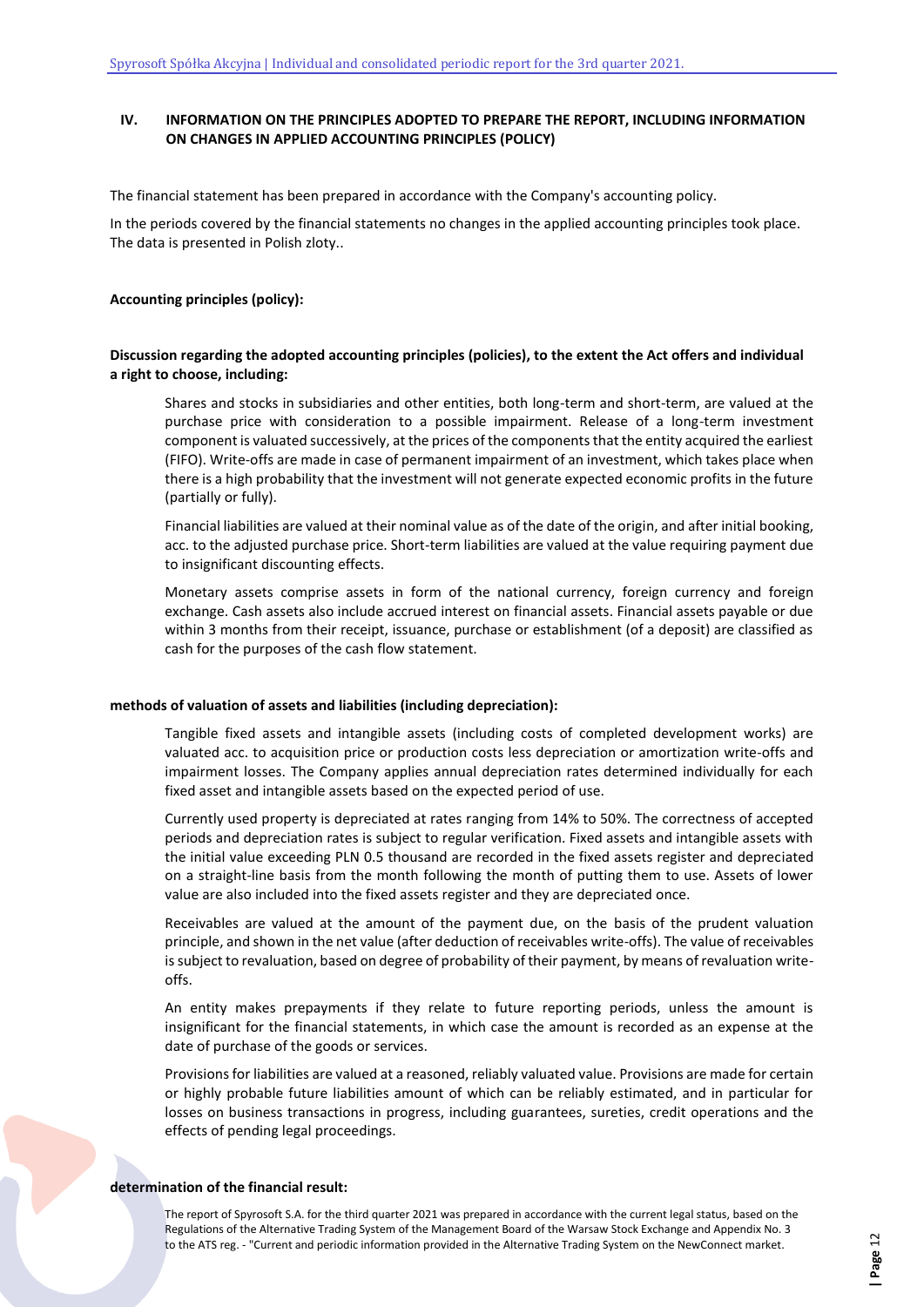## IV. INFORMATION ON THE PRINCIPLES ADOPTED TO PREPARE THE REPORT, INCLUDING INFORMATION ON CHANGES IN APPLIED ACCOUNTING PRINCIPLES (POLICY)

The financial statement has been prepared in accordance with the Company's accounting policy.

In the periods covered by the financial statements no changes in the applied accounting principles took place. The data is presented in Polish zloty..

**Accounting principles (policy):**

**Discussion regarding the adopted accounting principles (policies), to the extent the Act offers and individual a right to choose, including:**

Shares and stocks in subsidiaries and other entities, both long-term and short-term, are valued at the purchase price with consideration to a possible impairment. Release of a long-term investment component is valuated successively, at the prices of the components that the entity acquired the earliest (FIFO). Write-offs are made in case of permanent impairment of an investment, which takes place when there is a high probability that the investment will not generate expected economic profits in the future (partially or fully).

Financial liabilities are valued at their nominal value as of the date of the origin, and after initial booking, acc. to the adjusted purchase price. Short-term liabilities are valued at the value requiring payment due to insignificant discounting effects.

Monetary assets comprise assets in form of the national currency, foreign currency and foreign exchange. Cash assets also include accrued interest on financial assets. Financial assets payable or due within 3 months from their receipt, issuance, purchase or establishment (of a deposit) are classified as cash for the purposes of the cash flow statement.

**methods of valuation of assets and liabilities (including depreciation):**

Tangible fixed assets and intangible assets (including costs of completed development works) are valuated acc. to acquisition price or production costs less depreciation or amortization write-offs and impairment losses. The Company applies annual depreciation rates determined individually for each fixed asset and intangible assets based on the expected period of use.

Currently used property is depreciated at rates ranging from 14% to 50%. The correctness of accepted periods and depreciation rates is subject to regular verification. Fixed assets and intangible assets with the initial value exceeding PLN 0.5 thousand are recorded in the fixed assets register and depreciated on a straight-line basis from the month following the month of putting them to use. Assets of lower value are also included into the fixed assets register and they are depreciated once.

Receivables are valued at the amount of the payment due, on the basis of the prudent valuation principle, and shown in the net value (after deduction of receivables write-offs). The value of receivables is subject to revaluation, based on degree of probability of their payment, by means of revaluation write-offs.

An entity makes prepayments if they relate to future reporting periods, unless the amount is insignificant for the financial statements, in which case the amount is recorded as an expense at the date of purchase of the goods or services.

Provisions for liabilities are valued at a reasoned, reliably valuated value. Provisions are made for certain or highly probable future liabilities amount of which can be reliably estimated, and in particular for losses on business transactions in progress, including guarantees, sureties, credit operations and the effects of pending legal proceedings.

**determination of the financial result:**

The report of Spyrosoft S.A. for the third quarter 2021 was prepared in accordance with the current legal status, based on the Regulations of the Alternative Trading System of the Management Board of the Warsaw Stock Exchange and Appendix No. 3 to the ATS reg. - "Current and periodic information provided in the Alternative Trading System on the NewConnect market.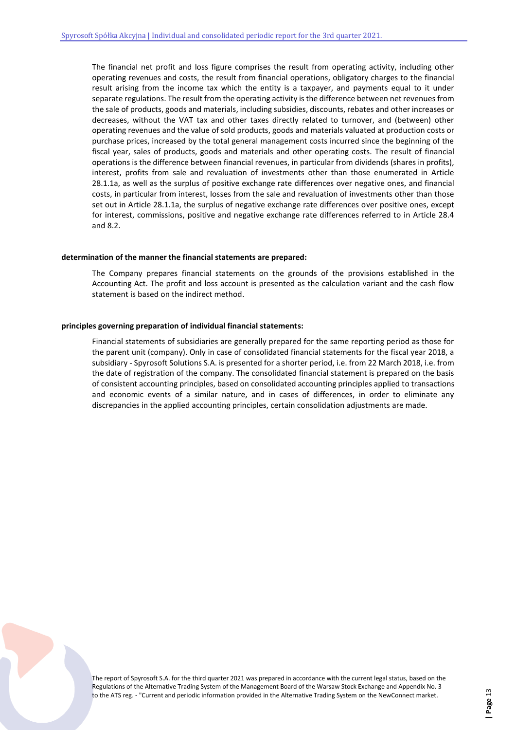The financial net profit and loss figure comprises the result from operating activity, including other operating revenues and costs, the result from financial operations, obligatory charges to the financial result arising from the income tax which the entity is a taxpayer, and payments equal to it under separate regulations. The result from the operating activity is the difference between net revenues from the sale of products, goods and materials, including subsidies, discounts, rebates and other increases or decreases, without the VAT tax and other taxes directly related to turnover, and (between) other operating revenues and the value of sold products, goods and materials valuated at production costs or purchase prices, increased by the total general management costs incurred since the beginning of the fiscal year, sales of products, goods and materials and other operating costs. The result of financial operations is the difference between financial revenues, in particular from dividends (shares in profits), interest, profits from sale and revaluation of investments other than those enumerated in Article 28.1.1a, as well as the surplus of positive exchange rate differences over negative ones, and financial costs, in particular from interest, losses from the sale and revaluation of investments other than those set out in Article 28.1.1a, the surplus of negative exchange rate differences over positive ones, except for interest, commissions, positive and negative exchange rate differences referred to in Article 28.4 and 8.2.

**determination of the manner the financial statements are prepared:**

The Company prepares financial statements on the grounds of the provisions established in the Accounting Act. The profit and loss account is presented as the calculation variant and the cash flow statement is based on the indirect method.

**principles governing preparation of individual financial statements:**

Financial statements of subsidiaries are generally prepared for the same reporting period as those for the parent unit (company). Only in case of consolidated financial statements for the fiscal year 2018, a subsidiary - Spyrosoft Solutions S.A. is presented for a shorter period, i.e. from 22 March 2018, i.e. from the date of registration of the company. The consolidated financial statement is prepared on the basis of consistent accounting principles, based on consolidated accounting principles applied to transactions and economic events of a similar nature, and in cases of differences, in order to eliminate any discrepancies in the applied accounting principles, certain consolidation adjustments are made.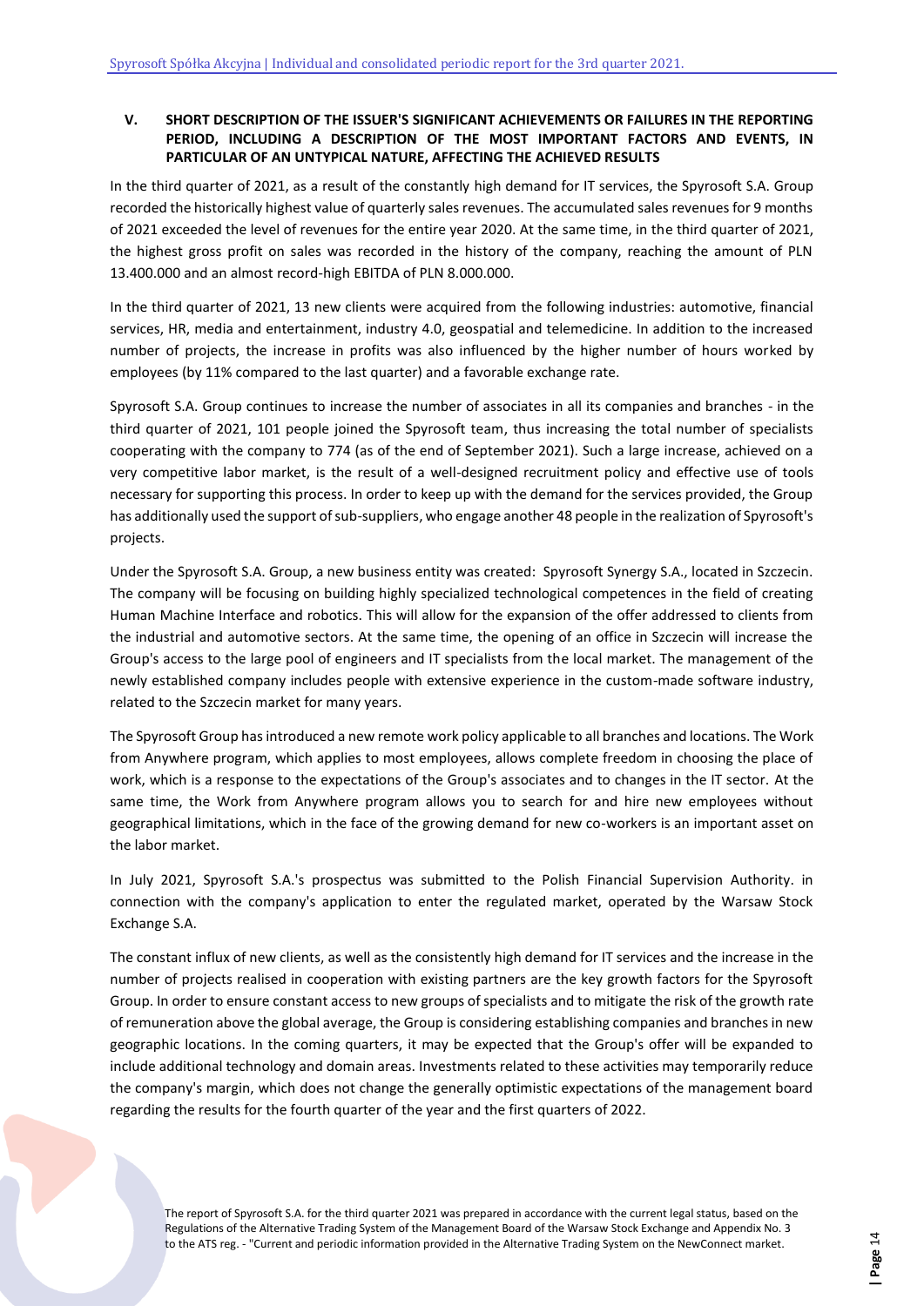## V. SHORT DESCRIPTION OF THE ISSUER'S SIGNIFICANT ACHIEVEMENTS OR FAILURES IN THE REPORTING PERIOD, INCLUDING A DESCRIPTION OF THE MOST IMPORTANT FACTORS AND EVENTS, IN PARTICULAR OF AN UNTYPICAL NATURE, AFFECTING THE ACHIEVED RESULTS

In the third quarter of 2021, as a result of the constantly high demand for IT services, the Spyrosoft S.A. Group recorded the historically highest value of quarterly sales revenues. The accumulated sales revenues for 9 months of 2021 exceeded the level of revenues for the entire year 2020. At the same time, in the third quarter of 2021, the highest gross profit on sales was recorded in the history of the company, reaching the amount of PLN 13.400.000 and an almost record-high EBITDA of PLN 8.000.000.

In the third quarter of 2021, 13 new clients were acquired from the following industries: automotive, financial services, HR, media and entertainment, industry 4.0, geospatial and telemedicine. In addition to the increased number of projects, the increase in profits was also influenced by the higher number of hours worked by employees (by 11% compared to the last quarter) and a favorable exchange rate.

Spyrosoft S.A. Group continues to increase the number of associates in all its companies and branches - in the third quarter of 2021, 101 people joined the Spyrosoft team, thus increasing the total number of specialists cooperating with the company to 774 (as of the end of September 2021). Such a large increase, achieved on a very competitive labor market, is the result of a well-designed recruitment policy and effective use of tools necessary for supporting this process. In order to keep up with the demand for the services provided, the Group has additionally used the support of sub-suppliers, who engage another 48 people in the realization of Spyrosoft's projects.

Under the Spyrosoft S.A. Group, a new business entity was created: Spyrosoft Synergy S.A., located in Szczecin. The company will be focusing on building highly specialized technological competences in the field of creating Human Machine Interface and robotics. This will allow for the expansion of the offer addressed to clients from the industrial and automotive sectors. At the same time, the opening of an office in Szczecin will increase the Group's access to the large pool of engineers and IT specialists from the local market. The management of the newly established company includes people with extensive experience in the custom-made software industry, related to the Szczecin market for many years.

The Spyrosoft Group has introduced a new remote work policy applicable to all branches and locations. The Work from Anywhere program, which applies to most employees, allows complete freedom in choosing the place of work, which is a response to the expectations of the Group's associates and to changes in the IT sector. At the same time, the Work from Anywhere program allows you to search for and hire new employees without geographical limitations, which in the face of the growing demand for new co-workers is an important asset on the labor market.

In July 2021, Spyrosoft S.A.'s prospectus was submitted to the Polish Financial Supervision Authority. in connection with the company's application to enter the regulated market, operated by the Warsaw Stock Exchange S.A.

The constant influx of new clients, as well as the consistently high demand for IT services and the increase in the number of projects realised in cooperation with existing partners are the key growth factors for the Spyrosoft Group. In order to ensure constant access to new groups of specialists and to mitigate the risk of the growth rate of remuneration above the global average, the Group is considering establishing companies and branches in new geographic locations. In the coming quarters, it may be expected that the Group's offer will be expanded to include additional technology and domain areas. Investments related to these activities may temporarily reduce the company's margin, which does not change the generally optimistic expectations of the management board regarding the results for the fourth quarter of the year and the first quarters of 2022.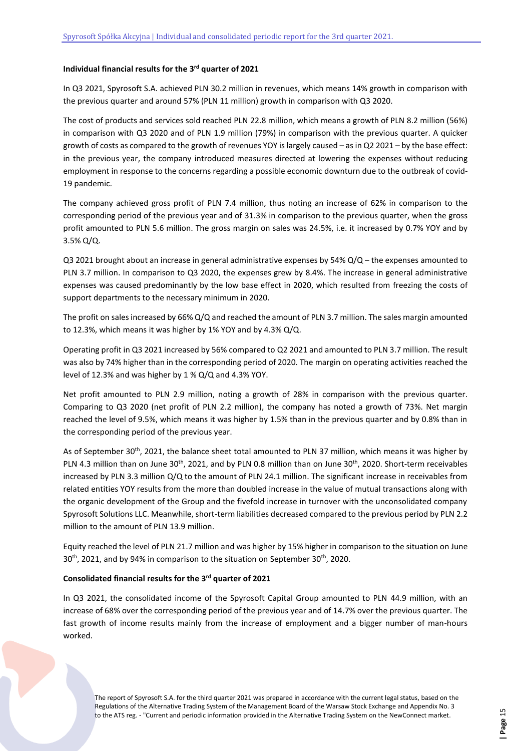### Individual financial results for the 3rd quarter of 2021

In Q3 2021, Spyrosoft S.A. achieved PLN 30.2 million in revenues, which means 14% growth in comparison with the previous quarter and around 57% (PLN 11 million) growth in comparison with Q3 2020.

The cost of products and services sold reached PLN 22.8 million, which means a growth of PLN 8.2 million (56%) in comparison with Q3 2020 and of PLN 1.9 million (79%) in comparison with the previous quarter. A quicker growth of costs as compared to the growth of revenues YOY is largely caused – as in Q2 2021 – by the base effect: in the previous year, the company introduced measures directed at lowering the expenses without reducing employment in response to the concerns regarding a possible economic downturn due to the outbreak of covid-19 pandemic.

The company achieved gross profit of PLN 7.4 million, thus noting an increase of 62% in comparison to the corresponding period of the previous year and of 31.3% in comparison to the previous quarter, when the gross profit amounted to PLN 5.6 million. The gross margin on sales was 24.5%, i.e. it increased by 0.7% YOY and by 3.5% Q/Q.

Q3 2021 brought about an increase in general administrative expenses by 54% Q/Q – the expenses amounted to PLN 3.7 million. In comparison to Q3 2020, the expenses grew by 8.4%. The increase in general administrative expenses was caused predominantly by the low base effect in 2020, which resulted from freezing the costs of support departments to the necessary minimum in 2020.

The profit on sales increased by 66% Q/Q and reached the amount of PLN 3.7 million. The sales margin amounted to 12.3%, which means it was higher by 1% YOY and by 4.3% Q/Q.

Operating profit in Q3 2021 increased by 56% compared to Q2 2021 and amounted to PLN 3.7 million. The result was also by 74% higher than in the corresponding period of 2020. The margin on operating activities reached the level of 12.3% and was higher by 1 % Q/Q and 4.3% YOY.

Net profit amounted to PLN 2.9 million, noting a growth of 28% in comparison with the previous quarter. Comparing to Q3 2020 (net profit of PLN 2.2 million), the company has noted a growth of 73%. Net margin reached the level of 9.5%, which means it was higher by 1.5% than in the previous quarter and by 0.8% than in the corresponding period of the previous year.

As of September 30th, 2021, the balance sheet total amounted to PLN 37 million, which means it was higher by PLN 4.3 million than on June 30th, 2021, and by PLN 0.8 million than on June 30th, 2020. Short-term receivables increased by PLN 3.3 million Q/Q to the amount of PLN 24.1 million. The significant increase in receivables from related entities YOY results from the more than doubled increase in the value of mutual transactions along with the organic development of the Group and the fivefold increase in turnover with the unconsolidated company Spyrosoft Solutions LLC. Meanwhile, short-term liabilities decreased compared to the previous period by PLN 2.2 million to the amount of PLN 13.9 million.

Equity reached the level of PLN 21.7 million and was higher by 15% higher in comparison to the situation on June 30th, 2021, and by 94% in comparison to the situation on September 30th, 2020.

### Consolidated financial results for the 3rd quarter of 2021

In Q3 2021, the consolidated income of the Spyrosoft Capital Group amounted to PLN 44.9 million, with an increase of 68% over the corresponding period of the previous year and of 14.7% over the previous quarter. The fast growth of income results mainly from the increase of employment and a bigger number of man-hours worked.

The report of Spyrosoft S.A. for the third quarter 2021 was prepared in accordance with the current legal status, based on the Regulations of the Alternative Trading System of the Management Board of the Warsaw Stock Exchange and Appendix No. 3 to the ATS reg. - "Current and periodic information provided in the Alternative Trading System on the NewConnect market.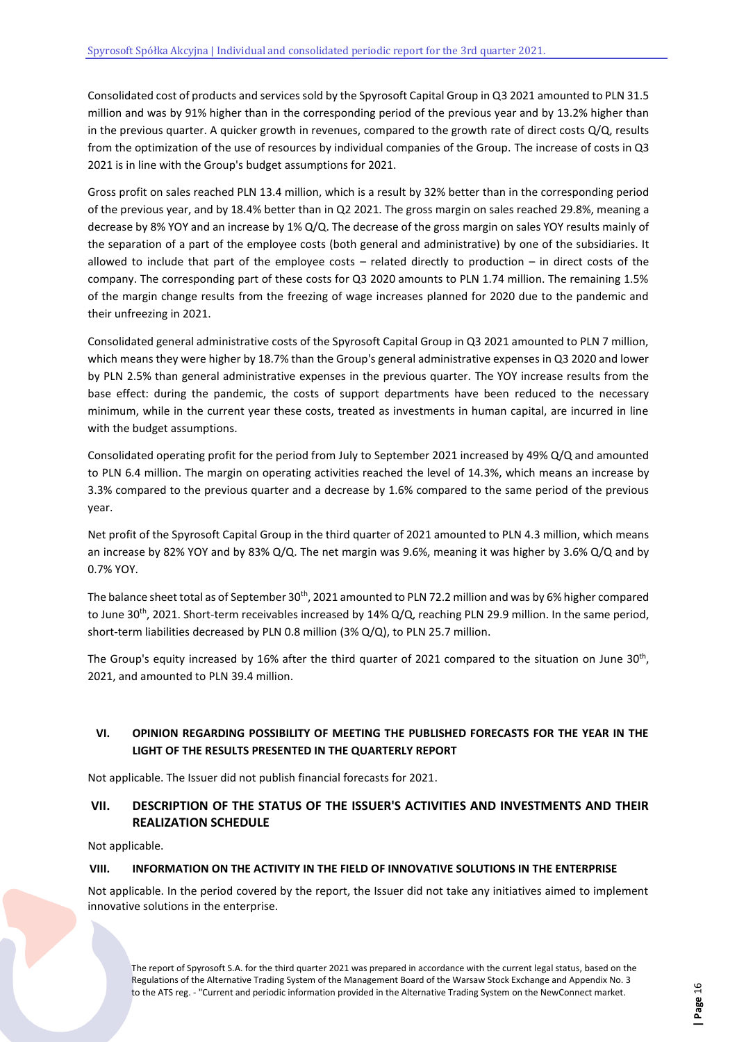Consolidated cost of products and services sold by the Spyrosoft Capital Group in Q3 2021 amounted to PLN 31.5 million and was by 91% higher than in the corresponding period of the previous year and by 13.2% higher than in the previous quarter. A quicker growth in revenues, compared to the growth rate of direct costs Q/Q, results from the optimization of the use of resources by individual companies of the Group. The increase of costs in Q3 2021 is in line with the Group's budget assumptions for 2021.

Gross profit on sales reached PLN 13.4 million, which is a result by 32% better than in the corresponding period of the previous year, and by 18.4% better than in Q2 2021. The gross margin on sales reached 29.8%, meaning a decrease by 8% YOY and an increase by 1% Q/Q. The decrease of the gross margin on sales YOY results mainly of the separation of a part of the employee costs (both general and administrative) by one of the subsidiaries. It allowed to include that part of the employee costs – related directly to production – in direct costs of the company. The corresponding part of these costs for Q3 2020 amounts to PLN 1.74 million. The remaining 1.5% of the margin change results from the freezing of wage increases planned for 2020 due to the pandemic and their unfreezing in 2021.

Consolidated general administrative costs of the Spyrosoft Capital Group in Q3 2021 amounted to PLN 7 million, which means they were higher by 18.7% than the Group's general administrative expenses in Q3 2020 and lower by PLN 2.5% than general administrative expenses in the previous quarter. The YOY increase results from the base effect: during the pandemic, the costs of support departments have been reduced to the necessary minimum, while in the current year these costs, treated as investments in human capital, are incurred in line with the budget assumptions.

Consolidated operating profit for the period from July to September 2021 increased by 49% Q/Q and amounted to PLN 6.4 million. The margin on operating activities reached the level of 14.3%, which means an increase by 3.3% compared to the previous quarter and a decrease by 1.6% compared to the same period of the previous year.

Net profit of the Spyrosoft Capital Group in the third quarter of 2021 amounted to PLN 4.3 million, which means an increase by 82% YOY and by 83% Q/Q. The net margin was 9.6%, meaning it was higher by 3.6% Q/Q and by 0.7% YOY.

The balance sheet total as of September 30th, 2021 amounted to PLN 72.2 million and was by 6% higher compared to June 30th, 2021. Short-term receivables increased by 14% Q/Q, reaching PLN 29.9 million. In the same period, short-term liabilities decreased by PLN 0.8 million (3% Q/Q), to PLN 25.7 million.

The Group's equity increased by 16% after the third quarter of 2021 compared to the situation on June 30th, 2021, and amounted to PLN 39.4 million.

## VI. OPINION REGARDING POSSIBILITY OF MEETING THE PUBLISHED FORECASTS FOR THE YEAR IN THE LIGHT OF THE RESULTS PRESENTED IN THE QUARTERLY REPORT

Not applicable. The Issuer did not publish financial forecasts for 2021.

## VII. DESCRIPTION OF THE STATUS OF THE ISSUER'S ACTIVITIES AND INVESTMENTS AND THEIR REALIZATION SCHEDULE

Not applicable.

## VIII. INFORMATION ON THE ACTIVITY IN THE FIELD OF INNOVATIVE SOLUTIONS IN THE ENTERPRISE

Not applicable. In the period covered by the report, the Issuer did not take any initiatives aimed to implement innovative solutions in the enterprise.

The report of Spyrosoft S.A. for the third quarter 2021 was prepared in accordance with the current legal status, based on the Regulations of the Alternative Trading System of the Management Board of the Warsaw Stock Exchange and Appendix No. 3 to the ATS reg. - "Current and periodic information provided in the Alternative Trading System on the NewConnect market.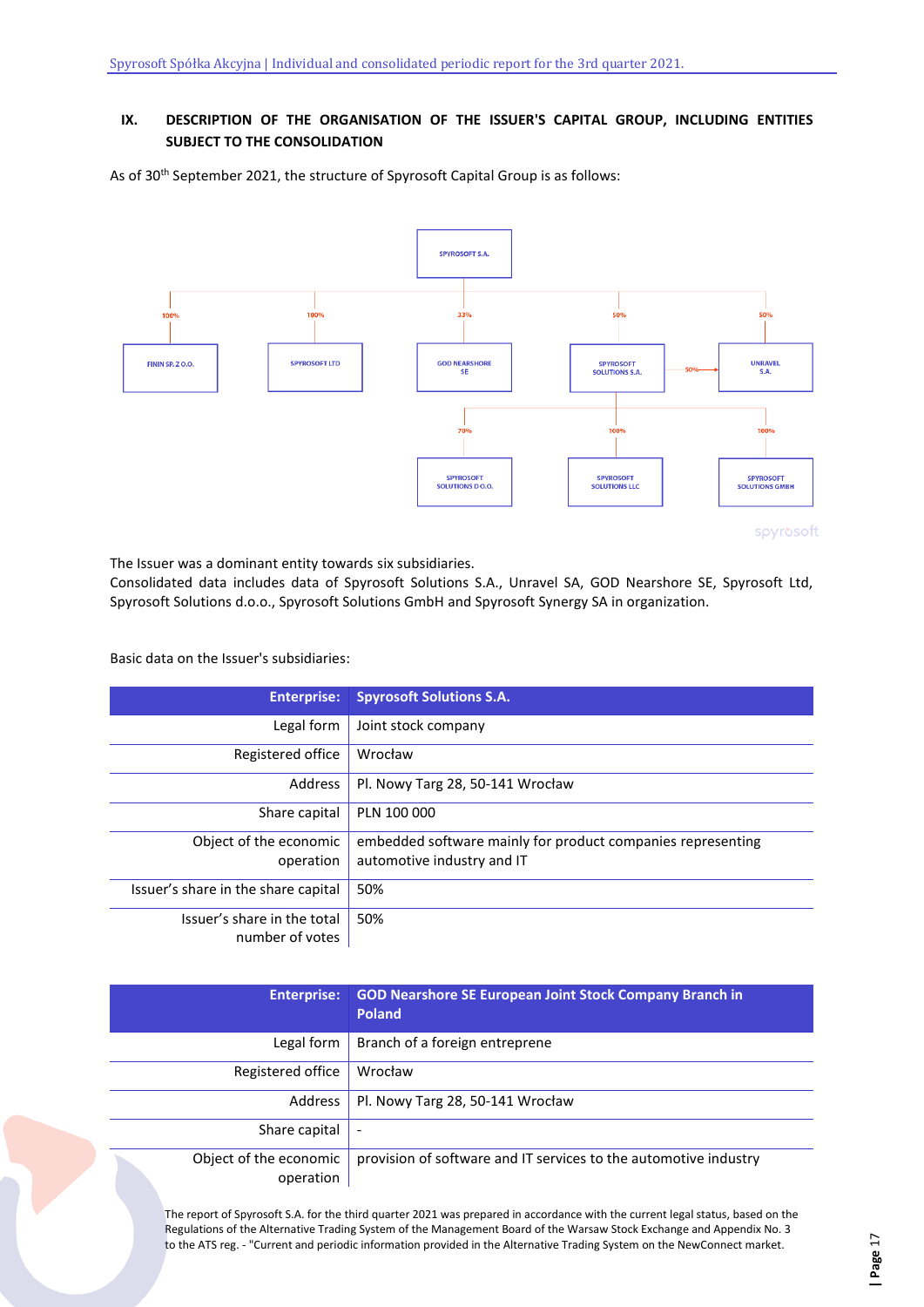## IX. DESCRIPTION OF THE ORGANISATION OF THE ISSUER'S CAPITAL GROUP, INCLUDING ENTITIES SUBJECT TO THE CONSOLIDATION

As of 30th September 2021, the structure of Spyrosoft Capital Group is as follows:

SPYROSOFT S.A.
- 100% FININ SP. Z O.O.
- 100% SPYROSOFT LTD
- 33% GOD NEARSHORE SE
- 50% SPYROSOFT SOLUTIONS S.A.
  - 50% UNRAVEL S.A.
  - 70% SPYROSOFT SOLUTIONS D.O.O.
  - 100% SPYROSOFT SOLUTIONS LLC
  - 100% SPYROSOFT SOLUTIONS GMBH
- 50% UNRAVEL S.A.

The Issuer was a dominant entity towards six subsidiaries.
Consolidated data includes data of Spyrosoft Solutions S.A., Unravel SA, GOD Nearshore SE, Spyrosoft Ltd, Spyrosoft Solutions d.o.o., Spyrosoft Solutions GmbH and Spyrosoft Synergy SA in organization.

Basic data on the Issuer's subsidiaries:

| Enterprise: | Spyrosoft Solutions S.A. |
|---|---|
| Legal form | Joint stock company |
| Registered office | Wrocław |
| Address | Pl. Nowy Targ 28, 50-141 Wrocław |
| Share capital | PLN 100 000 |
| Object of the economic operation | embedded software mainly for product companies representing automotive industry and IT |
| Issuer's share in the share capital | 50% |
| Issuer's share in the total number of votes | 50% |

| Enterprise: | GOD Nearshore SE European Joint Stock Company Branch in Poland |
|---|---|
| Legal form | Branch of a foreign entreprene |
| Registered office | Wrocław |
| Address | Pl. Nowy Targ 28, 50-141 Wrocław |
| Share capital | - |
| Object of the economic operation | provision of software and IT services to the automotive industry |

The report of Spyrosoft S.A. for the third quarter 2021 was prepared in accordance with the current legal status, based on the Regulations of the Alternative Trading System of the Management Board of the Warsaw Stock Exchange and Appendix No. 3 to the ATS reg. - "Current and periodic information provided in the Alternative Trading System on the NewConnect market.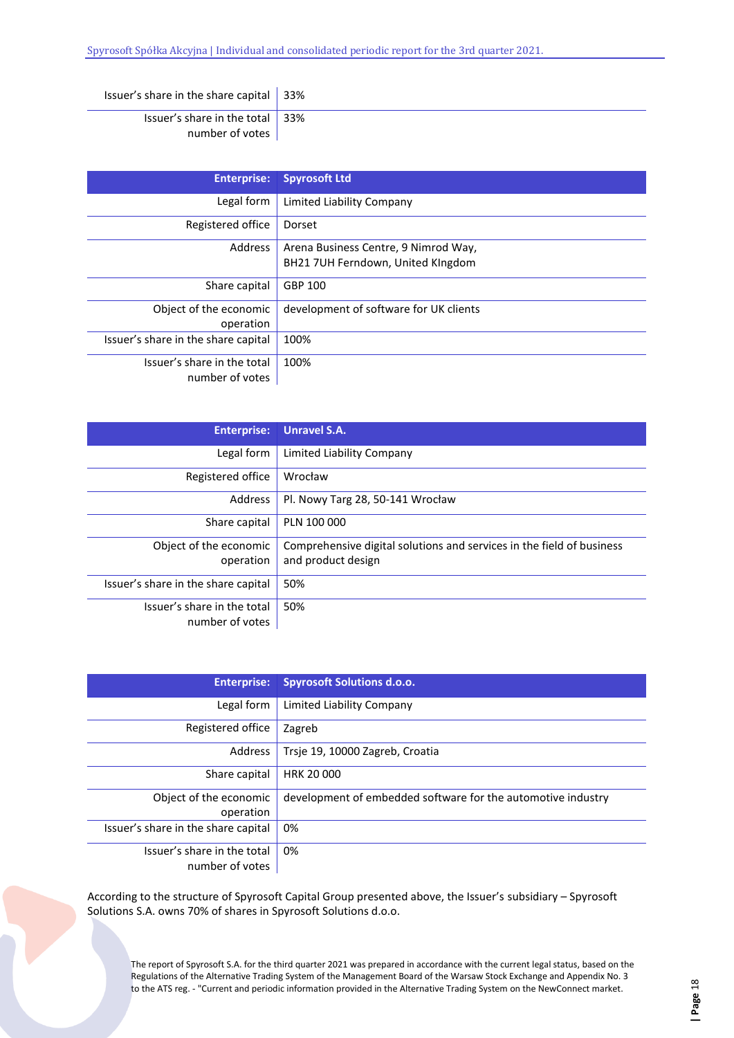| | |
|---|---|
| Issuer's share in the share capital | 33% |
| Issuer's share in the total number of votes | 33% |

| Enterprise: | Spyrosoft Ltd |
|---|---|
| Legal form | Limited Liability Company |
| Registered office | Dorset |
| Address | Arena Business Centre, 9 Nimrod Way, BH21 7UH Ferndown, United KIngdom |
| Share capital | GBP 100 |
| Object of the economic operation | development of software for UK clients |
| Issuer's share in the share capital | 100% |
| Issuer's share in the total number of votes | 100% |

| Enterprise: | Unravel S.A. |
|---|---|
| Legal form | Limited Liability Company |
| Registered office | Wrocław |
| Address | Pl. Nowy Targ 28, 50-141 Wrocław |
| Share capital | PLN 100 000 |
| Object of the economic operation | Comprehensive digital solutions and services in the field of business and product design |
| Issuer's share in the share capital | 50% |
| Issuer's share in the total number of votes | 50% |

| Enterprise: | Spyrosoft Solutions d.o.o. |
|---|---|
| Legal form | Limited Liability Company |
| Registered office | Zagreb |
| Address | Trsje 19, 10000 Zagreb, Croatia |
| Share capital | HRK 20 000 |
| Object of the economic operation | development of embedded software for the automotive industry |
| Issuer's share in the share capital | 0% |
| Issuer's share in the total number of votes | 0% |

According to the structure of Spyrosoft Capital Group presented above, the Issuer's subsidiary – Spyrosoft Solutions S.A. owns 70% of shares in Spyrosoft Solutions d.o.o.

The report of Spyrosoft S.A. for the third quarter 2021 was prepared in accordance with the current legal status, based on the Regulations of the Alternative Trading System of the Management Board of the Warsaw Stock Exchange and Appendix No. 3 to the ATS reg. - "Current and periodic information provided in the Alternative Trading System on the NewConnect market.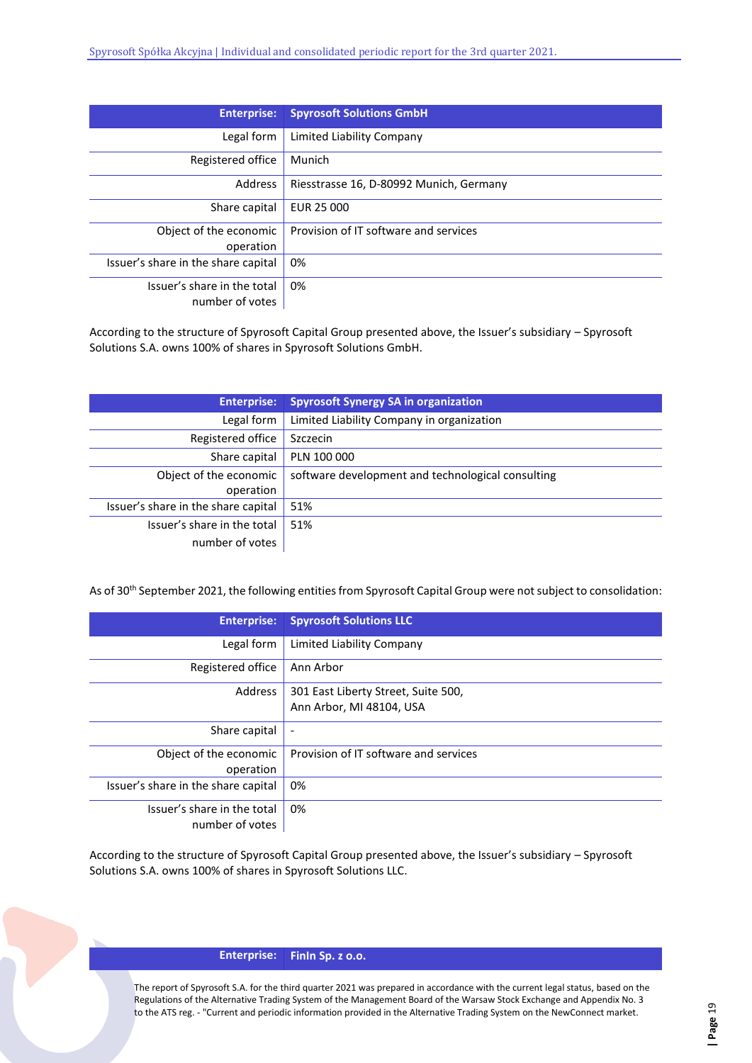| Enterprise: | Spyrosoft Solutions GmbH |
|---|---|
| Legal form | Limited Liability Company |
| Registered office | Munich |
| Address | Riesstrasse 16, D-80992 Munich, Germany |
| Share capital | EUR 25 000 |
| Object of the economic operation | Provision of IT software and services |
| Issuer's share in the share capital | 0% |
| Issuer's share in the total number of votes | 0% |

According to the structure of Spyrosoft Capital Group presented above, the Issuer's subsidiary – Spyrosoft Solutions S.A. owns 100% of shares in Spyrosoft Solutions GmbH.

| Enterprise: | Spyrosoft Synergy SA in organization |
|---|---|
| Legal form | Limited Liability Company in organization |
| Registered office | Szczecin |
| Share capital | PLN 100 000 |
| Object of the economic operation | software development and technological consulting |
| Issuer's share in the share capital | 51% |
| Issuer's share in the total number of votes | 51% |

As of 30th September 2021, the following entities from Spyrosoft Capital Group were not subject to consolidation:

| Enterprise: | Spyrosoft Solutions LLC |
|---|---|
| Legal form | Limited Liability Company |
| Registered office | Ann Arbor |
| Address | 301 East Liberty Street, Suite 500, Ann Arbor, MI 48104, USA |
| Share capital | - |
| Object of the economic operation | Provision of IT software and services |
| Issuer's share in the share capital | 0% |
| Issuer's share in the total number of votes | 0% |

According to the structure of Spyrosoft Capital Group presented above, the Issuer's subsidiary – Spyrosoft Solutions S.A. owns 100% of shares in Spyrosoft Solutions LLC.

| Enterprise: | FinIn Sp. z o.o. |
|---|---|

The report of Spyrosoft S.A. for the third quarter 2021 was prepared in accordance with the current legal status, based on the Regulations of the Alternative Trading System of the Management Board of the Warsaw Stock Exchange and Appendix No. 3 to the ATS reg. - "Current and periodic information provided in the Alternative Trading System on the NewConnect market.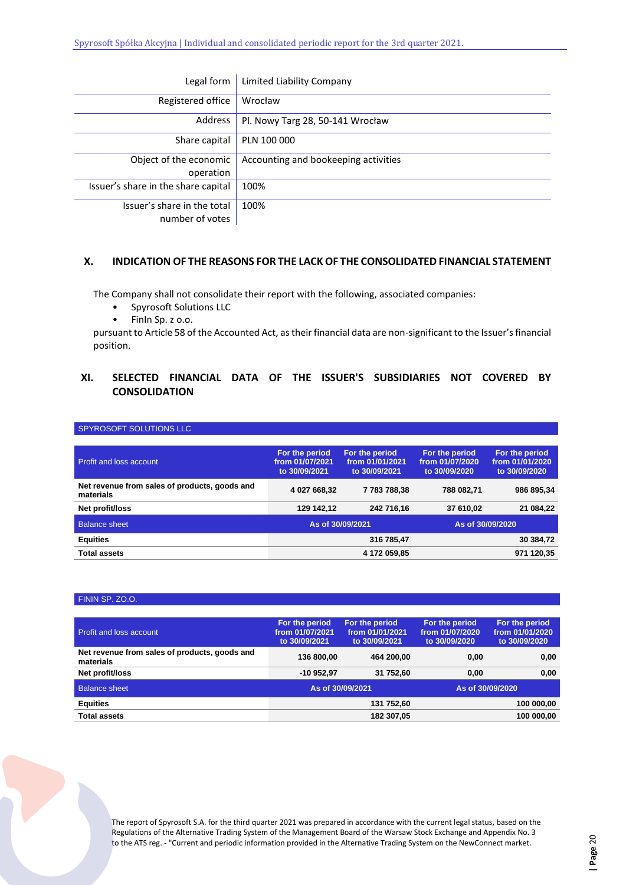| Legal form | Limited Liability Company |
|---|---|
| Registered office | Wrocław |
| Address | Pl. Nowy Targ 28, 50-141 Wrocław |
| Share capital | PLN 100 000 |
| Object of the economic operation | Accounting and bookeeping activities |
| Issuer's share in the share capital | 100% |
| Issuer's share in the total number of votes | 100% |

## X. INDICATION OF THE REASONS FOR THE LACK OF THE CONSOLIDATED FINANCIAL STATEMENT

The Company shall not consolidate their report with the following, associated companies:

- Spyrosoft Solutions LLC
- FinIn Sp. z o.o.

pursuant to Article 58 of the Accounted Act, as their financial data are non-significant to the Issuer's financial position.

## XI. SELECTED FINANCIAL DATA OF THE ISSUER'S SUBSIDIARIES NOT COVERED BY CONSOLIDATION

**SPYROSOFT SOLUTIONS LLC**

| Profit and loss account | For the period from 01/07/2021 to 30/09/2021 | For the period from 01/01/2021 to 30/09/2021 | For the period from 01/07/2020 to 30/09/2020 | For the period from 01/01/2020 to 30/09/2020 |
|---|---|---|---|---|
| **Net revenue from sales of products, goods and materials** | 4 027 668,32 | 7 783 788,38 | 788 082,71 | 986 895,34 |
| **Net profit/loss** | 129 142,12 | 242 716,16 | 37 610,02 | 21 084,22 |
| Balance sheet | As of 30/09/2021 | | As of 30/09/2020 | |
| **Equities** | | 316 785,47 | | 30 384,72 |
| **Total assets** | | 4 172 059,85 | | 971 120,35 |

**FININ SP. ZO.O.**

| Profit and loss account | For the period from 01/07/2021 to 30/09/2021 | For the period from 01/01/2021 to 30/09/2021 | For the period from 01/07/2020 to 30/09/2020 | For the period from 01/01/2020 to 30/09/2020 |
|---|---|---|---|---|
| **Net revenue from sales of products, goods and materials** | 136 800,00 | 464 200,00 | 0,00 | 0,00 |
| **Net profit/loss** | -10 952,97 | 31 752,60 | 0,00 | 0,00 |
| Balance sheet | As of 30/09/2021 | | As of 30/09/2020 | |
| **Equities** | | 131 752,60 | | 100 000,00 |
| **Total assets** | | 182 307,05 | | 100 000,00 |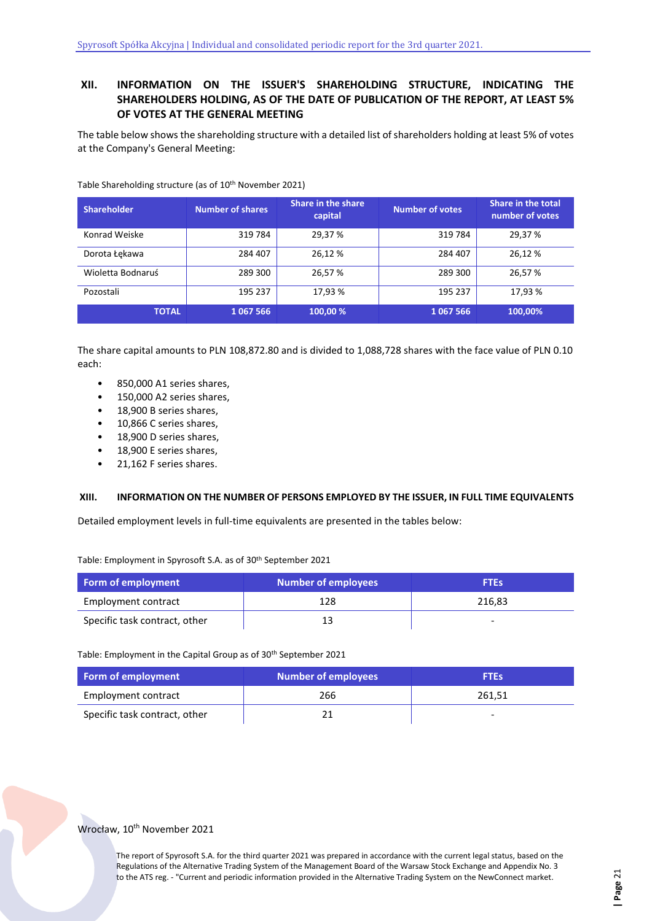## XII. INFORMATION ON THE ISSUER'S SHAREHOLDING STRUCTURE, INDICATING THE SHAREHOLDERS HOLDING, AS OF THE DATE OF PUBLICATION OF THE REPORT, AT LEAST 5% OF VOTES AT THE GENERAL MEETING

The table below shows the shareholding structure with a detailed list of shareholders holding at least 5% of votes at the Company's General Meeting:

Table Shareholding structure (as of 10th November 2021)

| Shareholder | Number of shares | Share in the share capital | Number of votes | Share in the total number of votes |
|---|---|---|---|---|
| Konrad Weiske | 319 784 | 29,37 % | 319 784 | 29,37 % |
| Dorota Łękawa | 284 407 | 26,12 % | 284 407 | 26,12 % |
| Wioletta Bodnaruś | 289 300 | 26,57 % | 289 300 | 26,57 % |
| Pozostali | 195 237 | 17,93 % | 195 237 | 17,93 % |
| **TOTAL** | **1 067 566** | **100,00 %** | **1 067 566** | **100,00%** |

The share capital amounts to PLN 108,872.80 and is divided to 1,088,728 shares with the face value of PLN 0.10 each:

- 850,000 A1 series shares,
- 150,000 A2 series shares,
- 18,900 B series shares,
- 10,866 C series shares,
- 18,900 D series shares,
- 18,900 E series shares,
- 21,162 F series shares.

## XIII. INFORMATION ON THE NUMBER OF PERSONS EMPLOYED BY THE ISSUER, IN FULL TIME EQUIVALENTS

Detailed employment levels in full-time equivalents are presented in the tables below:

Table: Employment in Spyrosoft S.A. as of 30th September 2021

| Form of employment | Number of employees | FTEs |
|---|---|---|
| Employment contract | 128 | 216,83 |
| Specific task contract, other | 13 | - |

Table: Employment in the Capital Group as of 30th September 2021

| Form of employment | Number of employees | FTEs |
|---|---|---|
| Employment contract | 266 | 261,51 |
| Specific task contract, other | 21 | - |

Wrocław, 10th November 2021

The report of Spyrosoft S.A. for the third quarter 2021 was prepared in accordance with the current legal status, based on the Regulations of the Alternative Trading System of the Management Board of the Warsaw Stock Exchange and Appendix No. 3 to the ATS reg. - "Current and periodic information provided in the Alternative Trading System on the NewConnect market.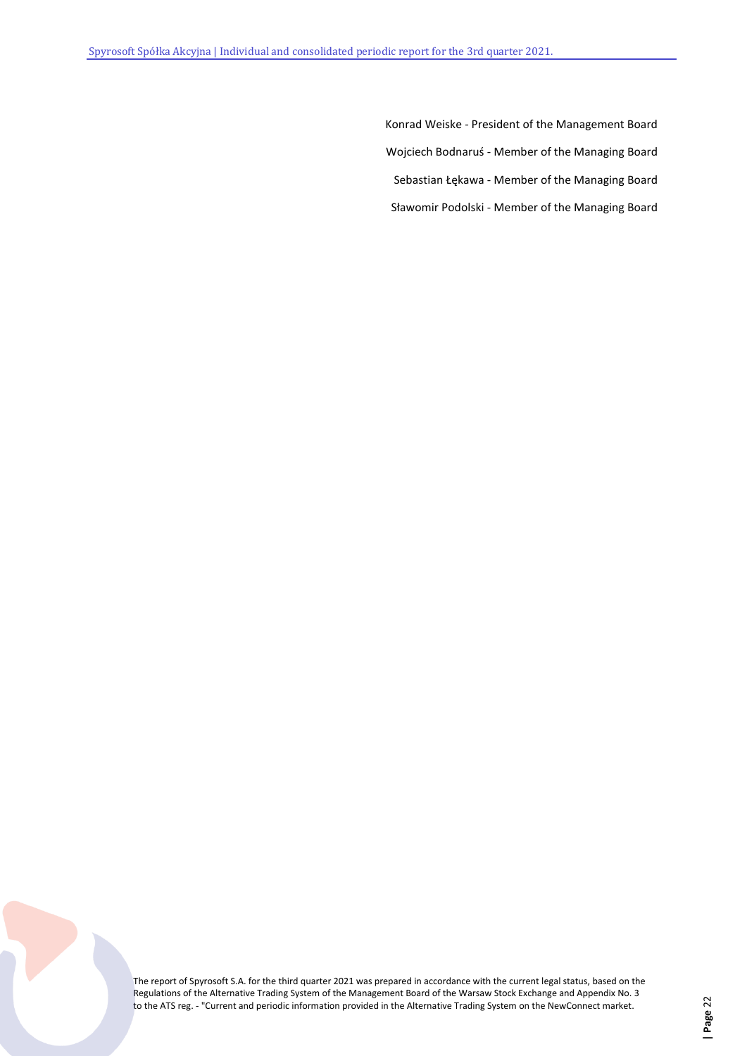Konrad Weiske - President of the Management Board

Wojciech Bodnaruś - Member of the Managing Board

Sebastian Łękawa - Member of the Managing Board

Sławomir Podolski - Member of the Managing Board

The report of Spyrosoft S.A. for the third quarter 2021 was prepared in accordance with the current legal status, based on the Regulations of the Alternative Trading System of the Management Board of the Warsaw Stock Exchange and Appendix No. 3 to the ATS reg. - "Current and periodic information provided in the Alternative Trading System on the NewConnect market.